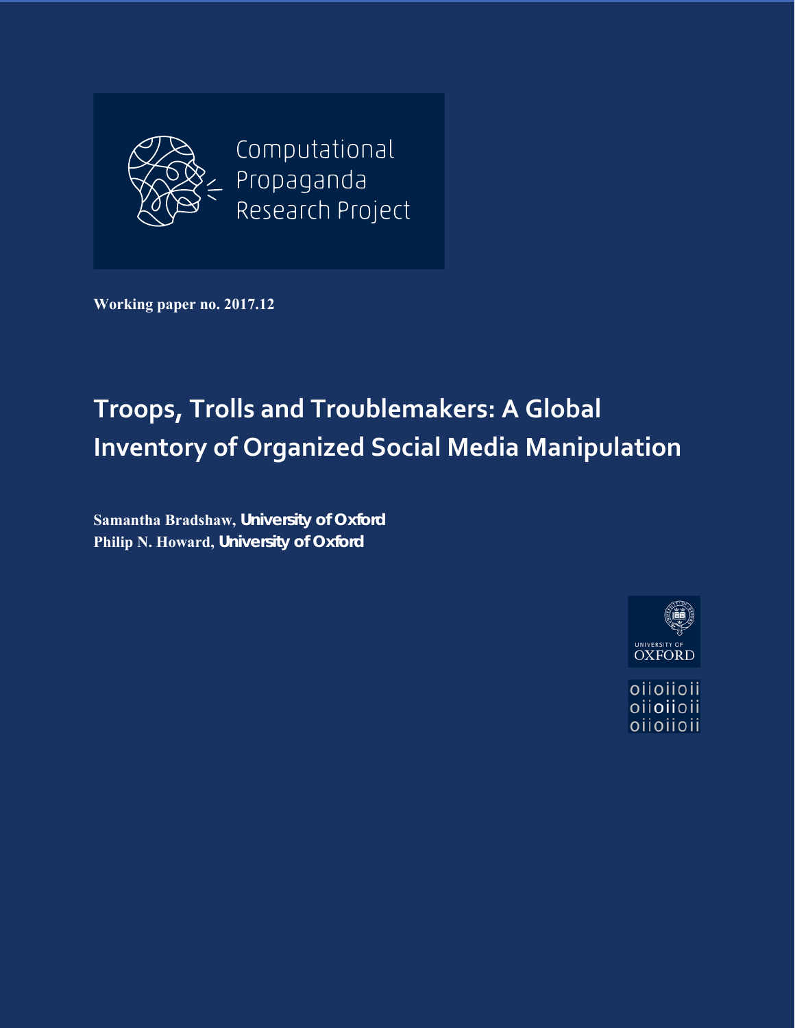Computational Propaganda Research Project

**Working paper no. 2017.12**

# Troops, Trolls and Troublemakers: A Global Inventory of Organized Social Media Manipulation

**Samantha Bradshaw, University of Oxford**
**Philip N. Howard, University of Oxford**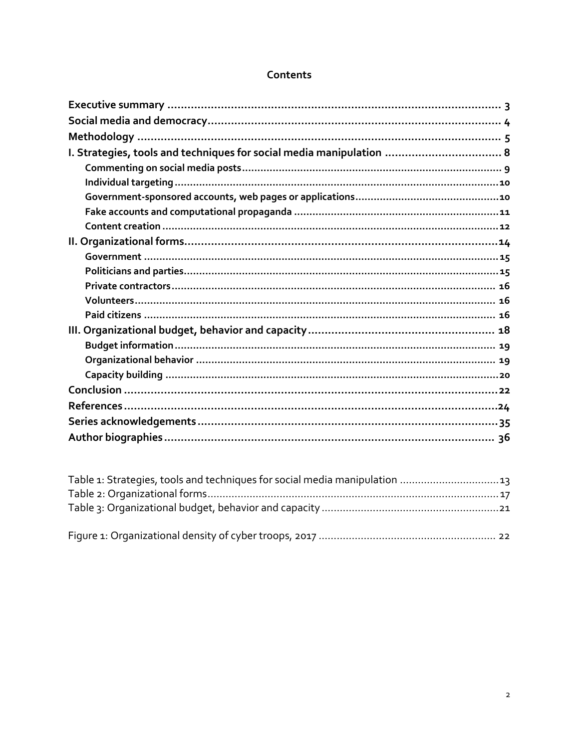# Contents

**Executive summary** .................................................................................................... 3
**Social media and democracy** ...................................................................................... 4
**Methodology** .............................................................................................................. 5
**I. Strategies, tools and techniques for social media manipulation** ................................. 8
  **Commenting on social media posts** ................................................................................ 9
  **Individual targeting** ...................................................................................................... 10
  **Government-sponsored accounts, web pages or applications** ............................................ 10
  **Fake accounts and computational propaganda** ................................................................ 11
  **Content creation** .......................................................................................................... 12
**II. Organizational forms** .............................................................................................. 14
  **Government** ................................................................................................................ 15
  **Politicians and parties** .................................................................................................. 15
  **Private contractors** ...................................................................................................... 16
  **Volunteers** .................................................................................................................. 16
  **Paid citizens** .............................................................................................................. 16
**III. Organizational budget, behavior and capacity** ......................................................... 18
  **Budget information** ...................................................................................................... 19
  **Organizational behavior** .............................................................................................. 19
  **Capacity building** ........................................................................................................ 20
**Conclusion** ................................................................................................................. 22
**References** ................................................................................................................. 24
**Series acknowledgements** .......................................................................................... 35
**Author biographies** .................................................................................................... 36

Table 1: Strategies, tools and techniques for social media manipulation ................................ 13
Table 2: Organizational forms ............................................................................................. 17
Table 3: Organizational budget, behavior and capacity .......................................................... 21

Figure 1: Organizational density of cyber troops, 2017 .......................................................... 22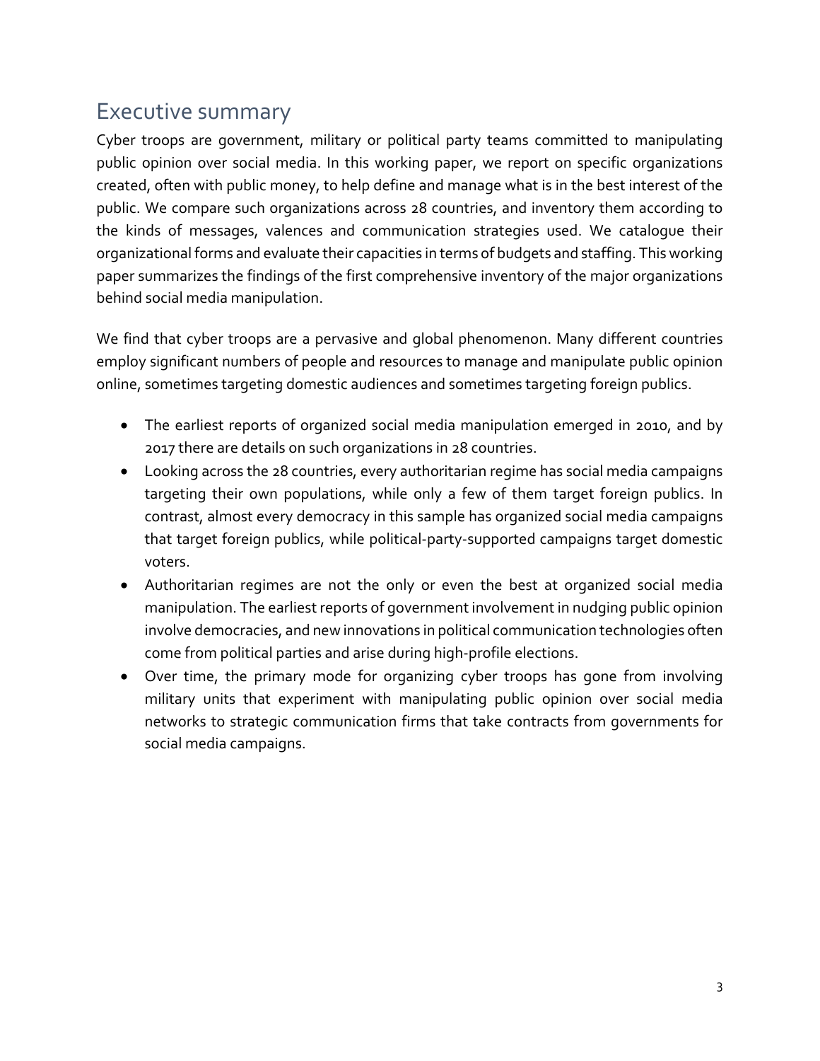## Executive summary

Cyber troops are government, military or political party teams committed to manipulating public opinion over social media. In this working paper, we report on specific organizations created, often with public money, to help define and manage what is in the best interest of the public. We compare such organizations across 28 countries, and inventory them according to the kinds of messages, valences and communication strategies used. We catalogue their organizational forms and evaluate their capacities in terms of budgets and staffing. This working paper summarizes the findings of the first comprehensive inventory of the major organizations behind social media manipulation.

We find that cyber troops are a pervasive and global phenomenon. Many different countries employ significant numbers of people and resources to manage and manipulate public opinion online, sometimes targeting domestic audiences and sometimes targeting foreign publics.

- The earliest reports of organized social media manipulation emerged in 2010, and by 2017 there are details on such organizations in 28 countries.
- Looking across the 28 countries, every authoritarian regime has social media campaigns targeting their own populations, while only a few of them target foreign publics. In contrast, almost every democracy in this sample has organized social media campaigns that target foreign publics, while political-party-supported campaigns target domestic voters.
- Authoritarian regimes are not the only or even the best at organized social media manipulation. The earliest reports of government involvement in nudging public opinion involve democracies, and new innovations in political communication technologies often come from political parties and arise during high-profile elections.
- Over time, the primary mode for organizing cyber troops has gone from involving military units that experiment with manipulating public opinion over social media networks to strategic communication firms that take contracts from governments for social media campaigns.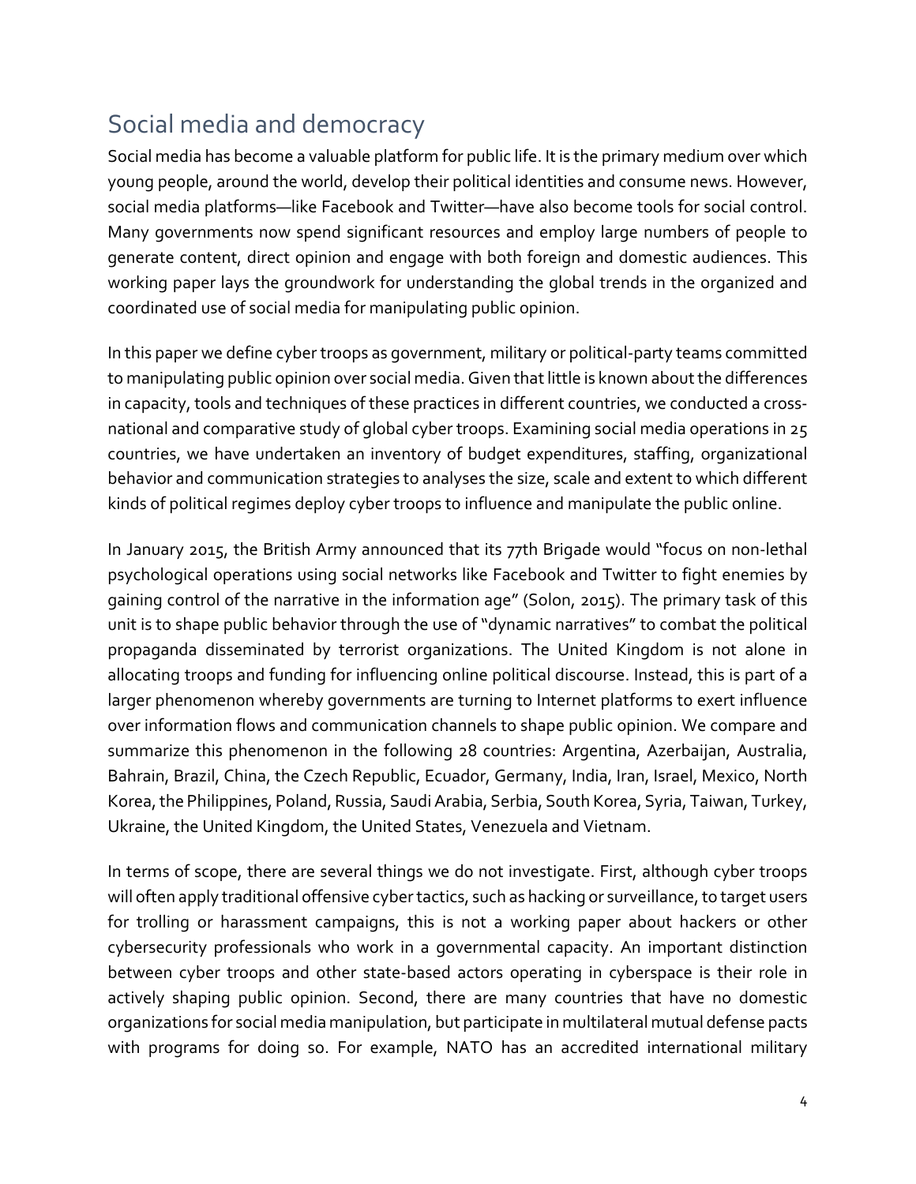## Social media and democracy

Social media has become a valuable platform for public life. It is the primary medium over which young people, around the world, develop their political identities and consume news. However, social media platforms—like Facebook and Twitter—have also become tools for social control. Many governments now spend significant resources and employ large numbers of people to generate content, direct opinion and engage with both foreign and domestic audiences. This working paper lays the groundwork for understanding the global trends in the organized and coordinated use of social media for manipulating public opinion.

In this paper we define cyber troops as government, military or political-party teams committed to manipulating public opinion over social media. Given that little is known about the differences in capacity, tools and techniques of these practices in different countries, we conducted a cross-national and comparative study of global cyber troops. Examining social media operations in 25 countries, we have undertaken an inventory of budget expenditures, staffing, organizational behavior and communication strategies to analyses the size, scale and extent to which different kinds of political regimes deploy cyber troops to influence and manipulate the public online.

In January 2015, the British Army announced that its 77th Brigade would "focus on non-lethal psychological operations using social networks like Facebook and Twitter to fight enemies by gaining control of the narrative in the information age" (Solon, 2015). The primary task of this unit is to shape public behavior through the use of "dynamic narratives" to combat the political propaganda disseminated by terrorist organizations. The United Kingdom is not alone in allocating troops and funding for influencing online political discourse. Instead, this is part of a larger phenomenon whereby governments are turning to Internet platforms to exert influence over information flows and communication channels to shape public opinion. We compare and summarize this phenomenon in the following 28 countries: Argentina, Azerbaijan, Australia, Bahrain, Brazil, China, the Czech Republic, Ecuador, Germany, India, Iran, Israel, Mexico, North Korea, the Philippines, Poland, Russia, Saudi Arabia, Serbia, South Korea, Syria, Taiwan, Turkey, Ukraine, the United Kingdom, the United States, Venezuela and Vietnam.

In terms of scope, there are several things we do not investigate. First, although cyber troops will often apply traditional offensive cyber tactics, such as hacking or surveillance, to target users for trolling or harassment campaigns, this is not a working paper about hackers or other cybersecurity professionals who work in a governmental capacity. An important distinction between cyber troops and other state-based actors operating in cyberspace is their role in actively shaping public opinion. Second, there are many countries that have no domestic organizations for social media manipulation, but participate in multilateral mutual defense pacts with programs for doing so. For example, NATO has an accredited international military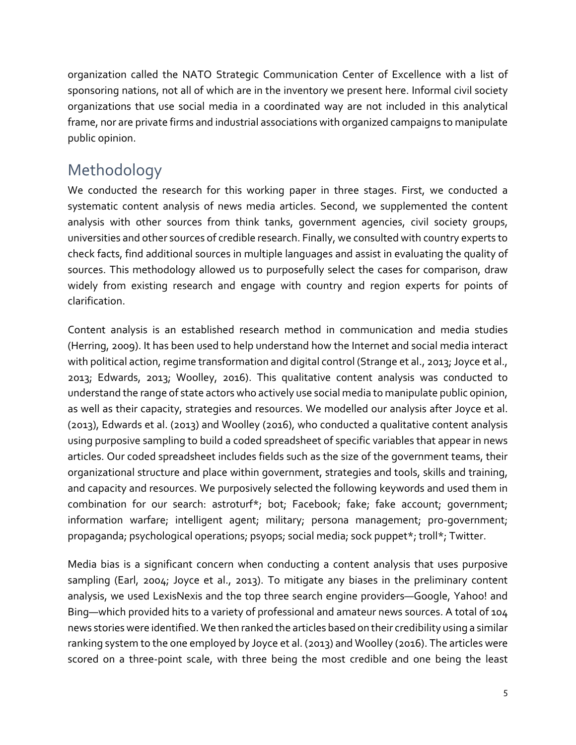organization called the NATO Strategic Communication Center of Excellence with a list of sponsoring nations, not all of which are in the inventory we present here. Informal civil society organizations that use social media in a coordinated way are not included in this analytical frame, nor are private firms and industrial associations with organized campaigns to manipulate public opinion.

## Methodology

We conducted the research for this working paper in three stages. First, we conducted a systematic content analysis of news media articles. Second, we supplemented the content analysis with other sources from think tanks, government agencies, civil society groups, universities and other sources of credible research. Finally, we consulted with country experts to check facts, find additional sources in multiple languages and assist in evaluating the quality of sources. This methodology allowed us to purposefully select the cases for comparison, draw widely from existing research and engage with country and region experts for points of clarification.

Content analysis is an established research method in communication and media studies (Herring, 2009). It has been used to help understand how the Internet and social media interact with political action, regime transformation and digital control (Strange et al., 2013; Joyce et al., 2013; Edwards, 2013; Woolley, 2016). This qualitative content analysis was conducted to understand the range of state actors who actively use social media to manipulate public opinion, as well as their capacity, strategies and resources. We modelled our analysis after Joyce et al. (2013), Edwards et al. (2013) and Woolley (2016), who conducted a qualitative content analysis using purposive sampling to build a coded spreadsheet of specific variables that appear in news articles. Our coded spreadsheet includes fields such as the size of the government teams, their organizational structure and place within government, strategies and tools, skills and training, and capacity and resources. We purposively selected the following keywords and used them in combination for our search: astroturf*; bot; Facebook; fake; fake account; government; information warfare; intelligent agent; military; persona management; pro-government; propaganda; psychological operations; psyops; social media; sock puppet*; troll*; Twitter.

Media bias is a significant concern when conducting a content analysis that uses purposive sampling (Earl, 2004; Joyce et al., 2013). To mitigate any biases in the preliminary content analysis, we used LexisNexis and the top three search engine providers—Google, Yahoo! and Bing—which provided hits to a variety of professional and amateur news sources. A total of 104 news stories were identified. We then ranked the articles based on their credibility using a similar ranking system to the one employed by Joyce et al. (2013) and Woolley (2016). The articles were scored on a three-point scale, with three being the most credible and one being the least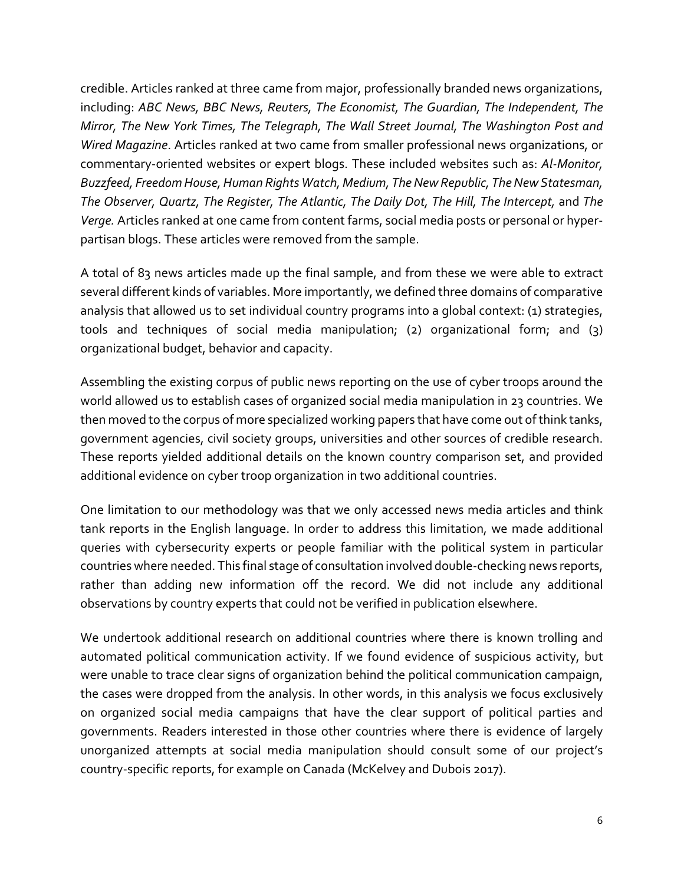credible. Articles ranked at three came from major, professionally branded news organizations, including: *ABC News, BBC News, Reuters, The Economist, The Guardian, The Independent, The Mirror, The New York Times, The Telegraph, The Wall Street Journal, The Washington Post and Wired Magazine*. Articles ranked at two came from smaller professional news organizations, or commentary-oriented websites or expert blogs. These included websites such as: *Al-Monitor, Buzzfeed, Freedom House, Human Rights Watch, Medium, The New Republic, The New Statesman, The Observer, Quartz, The Register, The Atlantic, The Daily Dot, The Hill, The Intercept,* and *The Verge.* Articles ranked at one came from content farms, social media posts or personal or hyper-partisan blogs. These articles were removed from the sample.

A total of 83 news articles made up the final sample, and from these we were able to extract several different kinds of variables. More importantly, we defined three domains of comparative analysis that allowed us to set individual country programs into a global context: (1) strategies, tools and techniques of social media manipulation; (2) organizational form; and (3) organizational budget, behavior and capacity.

Assembling the existing corpus of public news reporting on the use of cyber troops around the world allowed us to establish cases of organized social media manipulation in 23 countries. We then moved to the corpus of more specialized working papers that have come out of think tanks, government agencies, civil society groups, universities and other sources of credible research. These reports yielded additional details on the known country comparison set, and provided additional evidence on cyber troop organization in two additional countries.

One limitation to our methodology was that we only accessed news media articles and think tank reports in the English language. In order to address this limitation, we made additional queries with cybersecurity experts or people familiar with the political system in particular countries where needed. This final stage of consultation involved double-checking news reports, rather than adding new information off the record. We did not include any additional observations by country experts that could not be verified in publication elsewhere.

We undertook additional research on additional countries where there is known trolling and automated political communication activity. If we found evidence of suspicious activity, but were unable to trace clear signs of organization behind the political communication campaign, the cases were dropped from the analysis. In other words, in this analysis we focus exclusively on organized social media campaigns that have the clear support of political parties and governments. Readers interested in those other countries where there is evidence of largely unorganized attempts at social media manipulation should consult some of our project's country-specific reports, for example on Canada (McKelvey and Dubois 2017).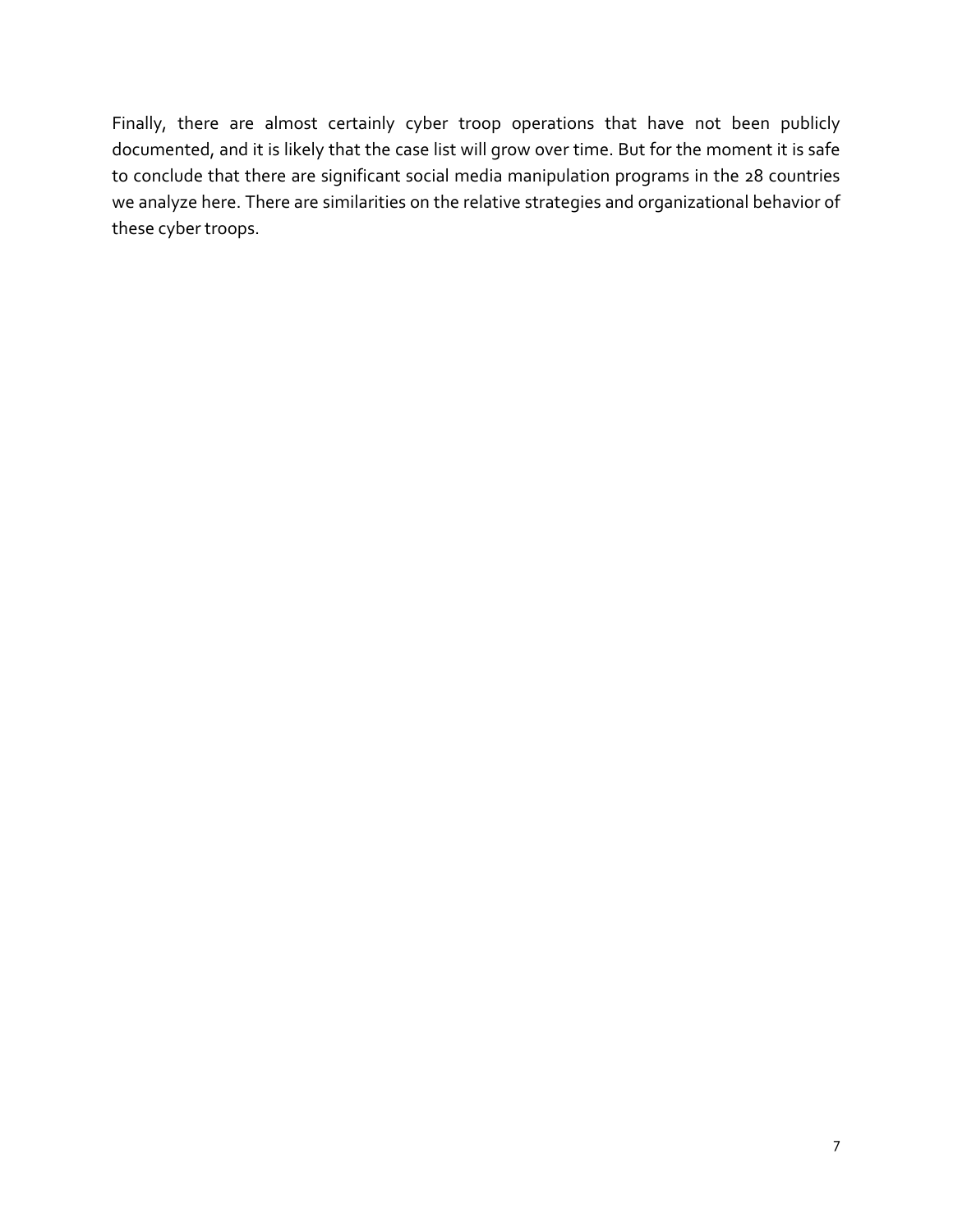Finally, there are almost certainly cyber troop operations that have not been publicly documented, and it is likely that the case list will grow over time. But for the moment it is safe to conclude that there are significant social media manipulation programs in the 28 countries we analyze here. There are similarities on the relative strategies and organizational behavior of these cyber troops.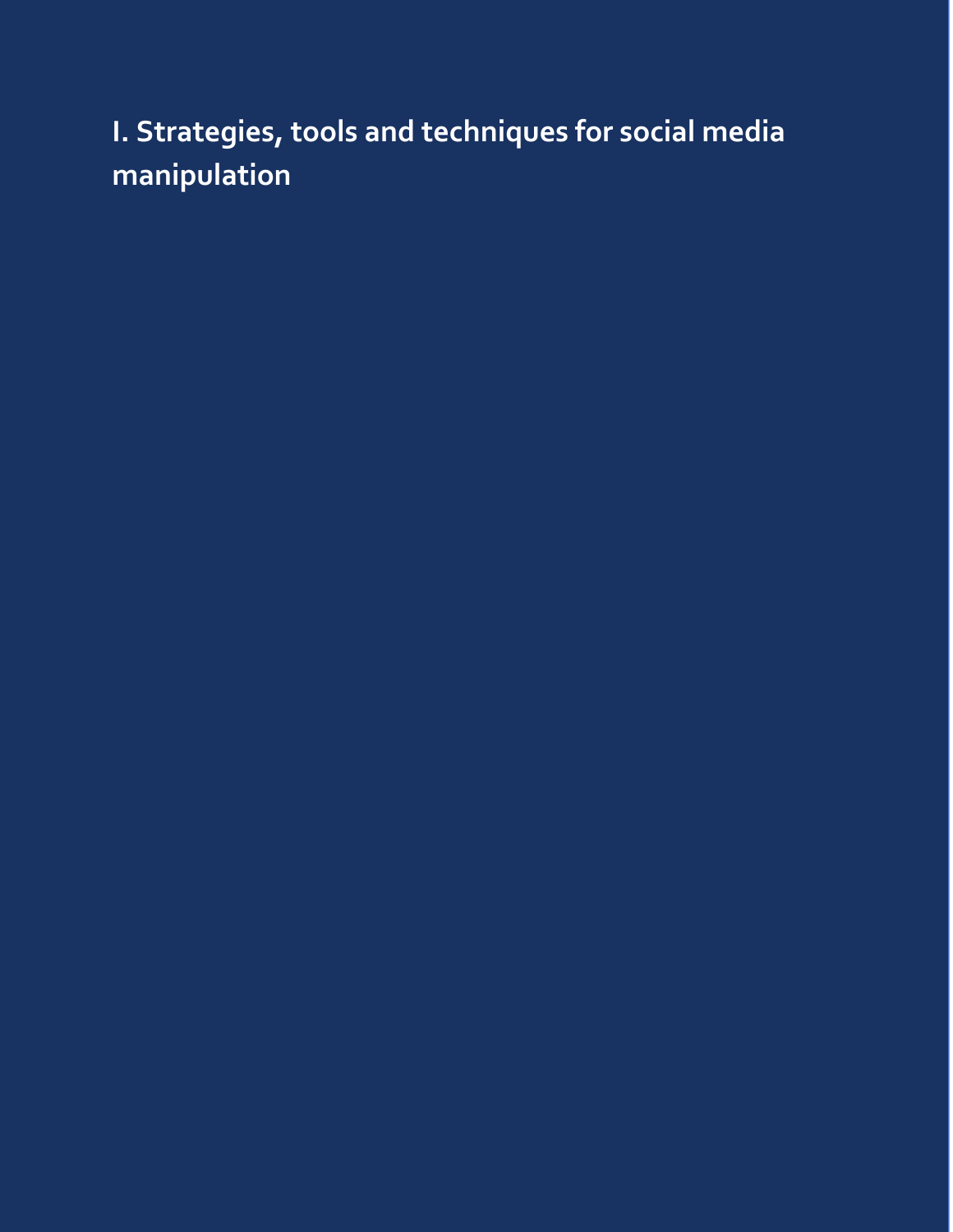# I. Strategies, tools and techniques for social media manipulation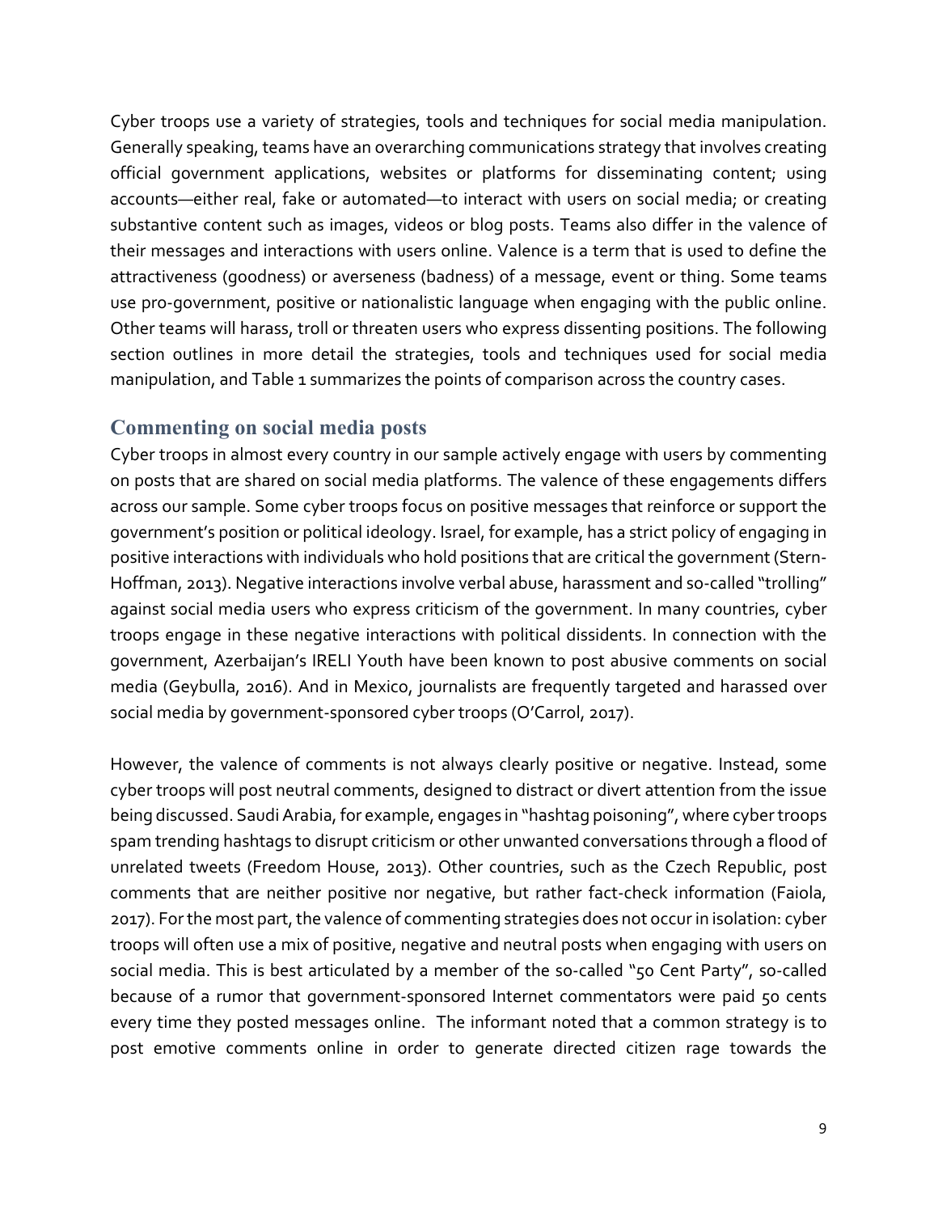Cyber troops use a variety of strategies, tools and techniques for social media manipulation. Generally speaking, teams have an overarching communications strategy that involves creating official government applications, websites or platforms for disseminating content; using accounts—either real, fake or automated—to interact with users on social media; or creating substantive content such as images, videos or blog posts. Teams also differ in the valence of their messages and interactions with users online. Valence is a term that is used to define the attractiveness (goodness) or averseness (badness) of a message, event or thing. Some teams use pro-government, positive or nationalistic language when engaging with the public online. Other teams will harass, troll or threaten users who express dissenting positions. The following section outlines in more detail the strategies, tools and techniques used for social media manipulation, and Table 1 summarizes the points of comparison across the country cases.

## Commenting on social media posts

Cyber troops in almost every country in our sample actively engage with users by commenting on posts that are shared on social media platforms. The valence of these engagements differs across our sample. Some cyber troops focus on positive messages that reinforce or support the government's position or political ideology. Israel, for example, has a strict policy of engaging in positive interactions with individuals who hold positions that are critical the government (Stern-Hoffman, 2013). Negative interactions involve verbal abuse, harassment and so-called "trolling" against social media users who express criticism of the government. In many countries, cyber troops engage in these negative interactions with political dissidents. In connection with the government, Azerbaijan's IRELI Youth have been known to post abusive comments on social media (Geybulla, 2016). And in Mexico, journalists are frequently targeted and harassed over social media by government-sponsored cyber troops (O'Carrol, 2017).

However, the valence of comments is not always clearly positive or negative. Instead, some cyber troops will post neutral comments, designed to distract or divert attention from the issue being discussed. Saudi Arabia, for example, engages in "hashtag poisoning", where cyber troops spam trending hashtags to disrupt criticism or other unwanted conversations through a flood of unrelated tweets (Freedom House, 2013). Other countries, such as the Czech Republic, post comments that are neither positive nor negative, but rather fact-check information (Faiola, 2017). For the most part, the valence of commenting strategies does not occur in isolation: cyber troops will often use a mix of positive, negative and neutral posts when engaging with users on social media. This is best articulated by a member of the so-called "50 Cent Party", so-called because of a rumor that government-sponsored Internet commentators were paid 50 cents every time they posted messages online. The informant noted that a common strategy is to post emotive comments online in order to generate directed citizen rage towards the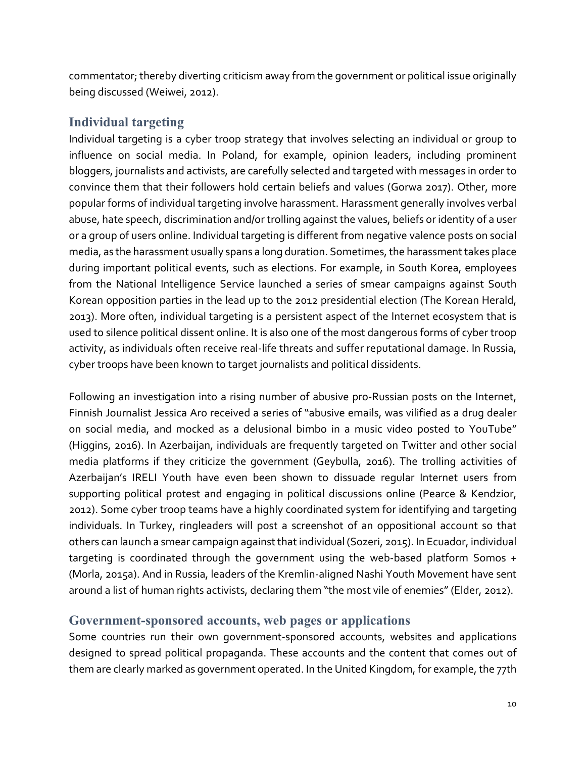commentator; thereby diverting criticism away from the government or political issue originally being discussed (Weiwei, 2012).

## Individual targeting

Individual targeting is a cyber troop strategy that involves selecting an individual or group to influence on social media. In Poland, for example, opinion leaders, including prominent bloggers, journalists and activists, are carefully selected and targeted with messages in order to convince them that their followers hold certain beliefs and values (Gorwa 2017). Other, more popular forms of individual targeting involve harassment. Harassment generally involves verbal abuse, hate speech, discrimination and/or trolling against the values, beliefs or identity of a user or a group of users online. Individual targeting is different from negative valence posts on social media, as the harassment usually spans a long duration. Sometimes, the harassment takes place during important political events, such as elections. For example, in South Korea, employees from the National Intelligence Service launched a series of smear campaigns against South Korean opposition parties in the lead up to the 2012 presidential election (The Korean Herald, 2013). More often, individual targeting is a persistent aspect of the Internet ecosystem that is used to silence political dissent online. It is also one of the most dangerous forms of cyber troop activity, as individuals often receive real-life threats and suffer reputational damage. In Russia, cyber troops have been known to target journalists and political dissidents.

Following an investigation into a rising number of abusive pro-Russian posts on the Internet, Finnish Journalist Jessica Aro received a series of "abusive emails, was vilified as a drug dealer on social media, and mocked as a delusional bimbo in a music video posted to YouTube" (Higgins, 2016). In Azerbaijan, individuals are frequently targeted on Twitter and other social media platforms if they criticize the government (Geybulla, 2016). The trolling activities of Azerbaijan's IRELI Youth have even been shown to dissuade regular Internet users from supporting political protest and engaging in political discussions online (Pearce & Kendzior, 2012). Some cyber troop teams have a highly coordinated system for identifying and targeting individuals. In Turkey, ringleaders will post a screenshot of an oppositional account so that others can launch a smear campaign against that individual (Sozeri, 2015). In Ecuador, individual targeting is coordinated through the government using the web-based platform Somos + (Morla, 2015a). And in Russia, leaders of the Kremlin-aligned Nashi Youth Movement have sent around a list of human rights activists, declaring them "the most vile of enemies" (Elder, 2012).

## Government-sponsored accounts, web pages or applications

Some countries run their own government-sponsored accounts, websites and applications designed to spread political propaganda. These accounts and the content that comes out of them are clearly marked as government operated. In the United Kingdom, for example, the 77th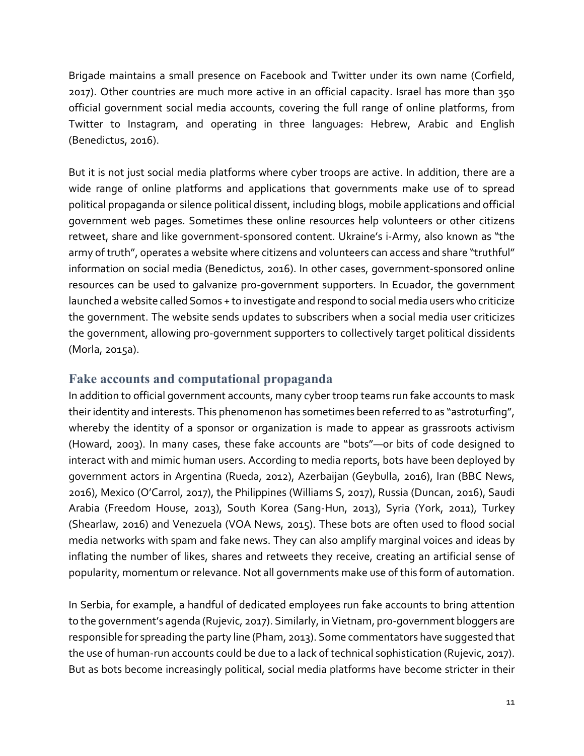Brigade maintains a small presence on Facebook and Twitter under its own name (Corfield, 2017). Other countries are much more active in an official capacity. Israel has more than 350 official government social media accounts, covering the full range of online platforms, from Twitter to Instagram, and operating in three languages: Hebrew, Arabic and English (Benedictus, 2016).

But it is not just social media platforms where cyber troops are active. In addition, there are a wide range of online platforms and applications that governments make use of to spread political propaganda or silence political dissent, including blogs, mobile applications and official government web pages. Sometimes these online resources help volunteers or other citizens retweet, share and like government-sponsored content. Ukraine's i-Army, also known as "the army of truth", operates a website where citizens and volunteers can access and share "truthful" information on social media (Benedictus, 2016). In other cases, government-sponsored online resources can be used to galvanize pro-government supporters. In Ecuador, the government launched a website called Somos + to investigate and respond to social media users who criticize the government. The website sends updates to subscribers when a social media user criticizes the government, allowing pro-government supporters to collectively target political dissidents (Morla, 2015a).

## Fake accounts and computational propaganda

In addition to official government accounts, many cyber troop teams run fake accounts to mask their identity and interests. This phenomenon has sometimes been referred to as "astroturfing", whereby the identity of a sponsor or organization is made to appear as grassroots activism (Howard, 2003). In many cases, these fake accounts are "bots"—or bits of code designed to interact with and mimic human users. According to media reports, bots have been deployed by government actors in Argentina (Rueda, 2012), Azerbaijan (Geybulla, 2016), Iran (BBC News, 2016), Mexico (O'Carrol, 2017), the Philippines (Williams S, 2017), Russia (Duncan, 2016), Saudi Arabia (Freedom House, 2013), South Korea (Sang-Hun, 2013), Syria (York, 2011), Turkey (Shearlaw, 2016) and Venezuela (VOA News, 2015). These bots are often used to flood social media networks with spam and fake news. They can also amplify marginal voices and ideas by inflating the number of likes, shares and retweets they receive, creating an artificial sense of popularity, momentum or relevance. Not all governments make use of this form of automation.

In Serbia, for example, a handful of dedicated employees run fake accounts to bring attention to the government's agenda (Rujevic, 2017). Similarly, in Vietnam, pro-government bloggers are responsible for spreading the party line (Pham, 2013). Some commentators have suggested that the use of human-run accounts could be due to a lack of technical sophistication (Rujevic, 2017). But as bots become increasingly political, social media platforms have become stricter in their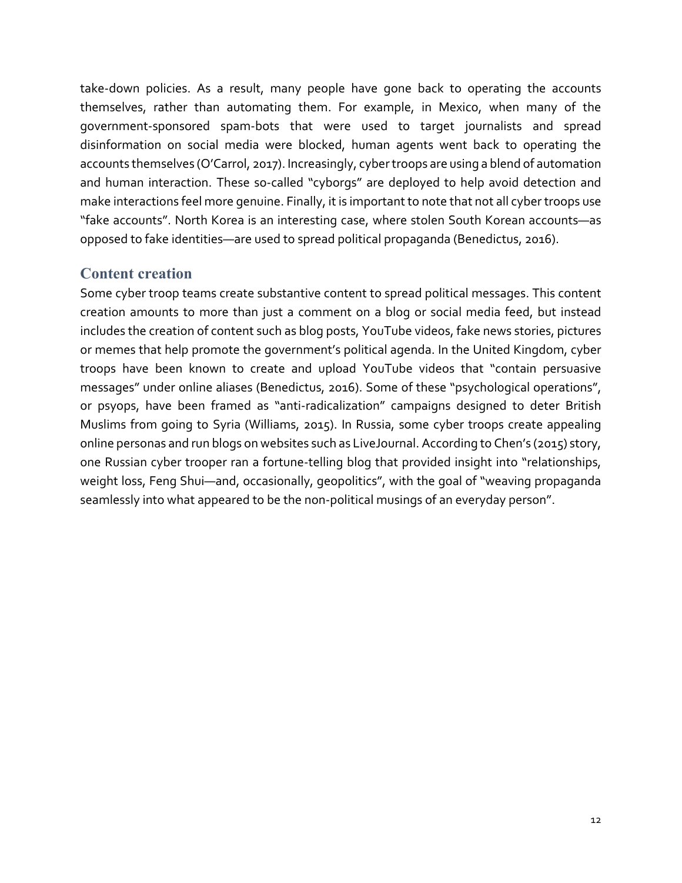take-down policies. As a result, many people have gone back to operating the accounts themselves, rather than automating them. For example, in Mexico, when many of the government-sponsored spam-bots that were used to target journalists and spread disinformation on social media were blocked, human agents went back to operating the accounts themselves (O'Carrol, 2017). Increasingly, cyber troops are using a blend of automation and human interaction. These so-called "cyborgs" are deployed to help avoid detection and make interactions feel more genuine. Finally, it is important to note that not all cyber troops use "fake accounts". North Korea is an interesting case, where stolen South Korean accounts—as opposed to fake identities—are used to spread political propaganda (Benedictus, 2016).

## Content creation

Some cyber troop teams create substantive content to spread political messages. This content creation amounts to more than just a comment on a blog or social media feed, but instead includes the creation of content such as blog posts, YouTube videos, fake news stories, pictures or memes that help promote the government's political agenda. In the United Kingdom, cyber troops have been known to create and upload YouTube videos that "contain persuasive messages" under online aliases (Benedictus, 2016). Some of these "psychological operations", or psyops, have been framed as "anti-radicalization" campaigns designed to deter British Muslims from going to Syria (Williams, 2015). In Russia, some cyber troops create appealing online personas and run blogs on websites such as LiveJournal. According to Chen's (2015) story, one Russian cyber trooper ran a fortune-telling blog that provided insight into "relationships, weight loss, Feng Shui—and, occasionally, geopolitics", with the goal of "weaving propaganda seamlessly into what appeared to be the non-political musings of an everyday person".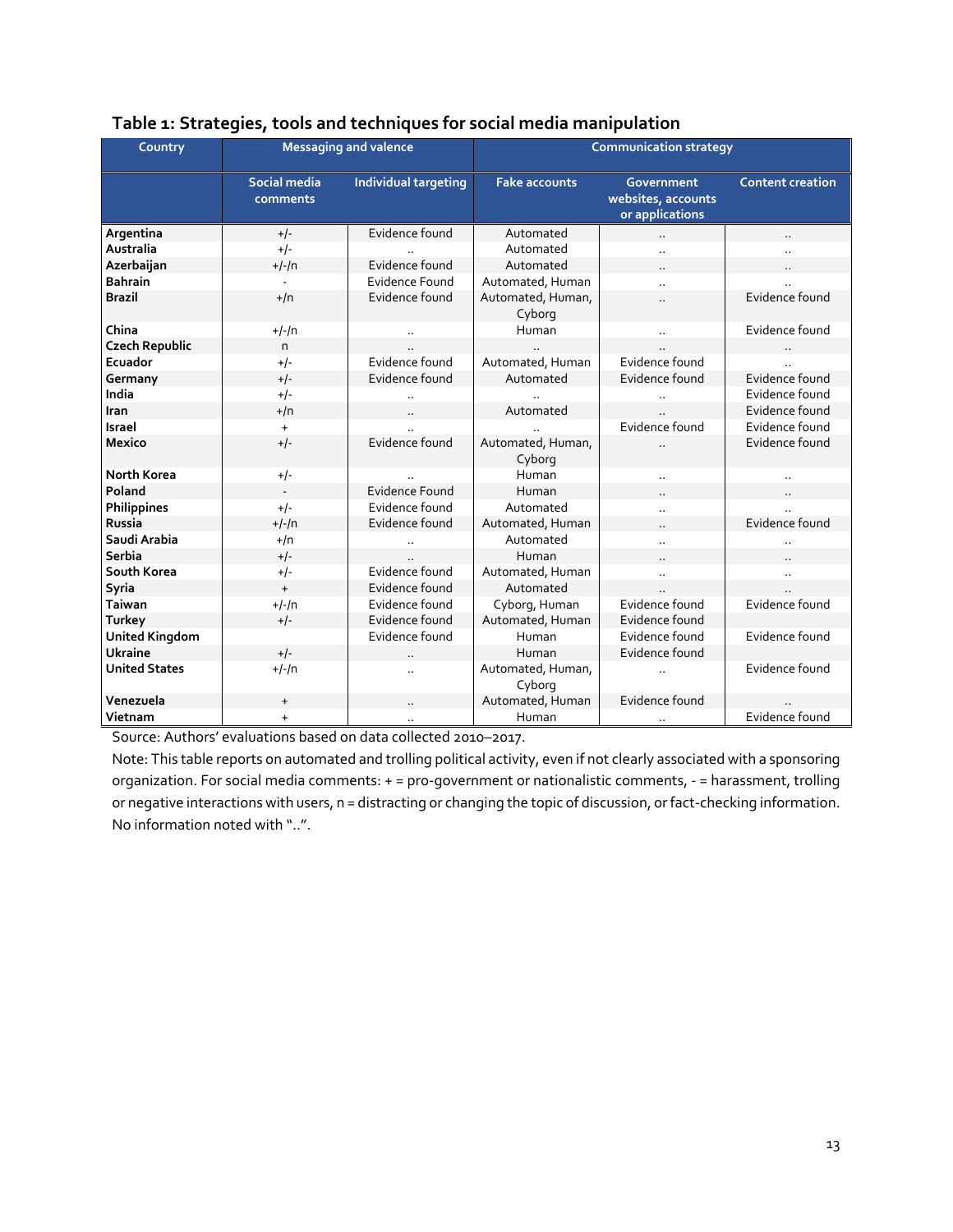**Table 1: Strategies, tools and techniques for social media manipulation**

| Country | Messaging and valence | | Communication strategy | | |
|---|---|---|---|---|---|
| | Social media comments | Individual targeting | Fake accounts | Government websites, accounts or applications | Content creation |
| **Argentina** | +/- | Evidence found | Automated | .. | .. |
| **Australia** | +/- | .. | Automated | .. | .. |
| **Azerbaijan** | +/-/n | Evidence found | Automated | .. | .. |
| **Bahrain** | - | Evidence Found | Automated, Human | .. | .. |
| **Brazil** | +/n | Evidence found | Automated, Human, Cyborg | .. | Evidence found |
| **China** | +/-/n | .. | Human | .. | Evidence found |
| **Czech Republic** | n | .. | .. | .. | .. |
| **Ecuador** | +/- | Evidence found | Automated, Human | Evidence found | .. |
| **Germany** | +/- | Evidence found | Automated | Evidence found | Evidence found |
| **India** | +/- | .. | .. | .. | Evidence found |
| **Iran** | +/n | .. | Automated | .. | Evidence found |
| **Israel** | + | .. | .. | Evidence found | Evidence found |
| **Mexico** | +/- | Evidence found | Automated, Human, Cyborg | .. | Evidence found |
| **North Korea** | +/- | .. | Human | .. | .. |
| **Poland** | - | Evidence Found | Human | .. | .. |
| **Philippines** | +/- | Evidence found | Automated | .. | .. |
| **Russia** | +/-/n | Evidence found | Automated, Human | .. | Evidence found |
| **Saudi Arabia** | +/n | .. | Automated | .. | .. |
| **Serbia** | +/- | .. | Human | .. | .. |
| **South Korea** | +/- | Evidence found | Automated, Human | .. | .. |
| **Syria** | + | Evidence found | Automated | .. | .. |
| **Taiwan** | +/-/n | Evidence found | Cyborg, Human | Evidence found | Evidence found |
| **Turkey** | +/- | Evidence found | Automated, Human | Evidence found | |
| **United Kingdom** | | Evidence found | Human | Evidence found | Evidence found |
| **Ukraine** | +/- | .. | Human | Evidence found | |
| **United States** | +/-/n | .. | Automated, Human, Cyborg | .. | Evidence found |
| **Venezuela** | + | .. | Automated, Human | Evidence found | .. |
| **Vietnam** | + | .. | Human | .. | Evidence found |

Source: Authors' evaluations based on data collected 2010–2017.

Note: This table reports on automated and trolling political activity, even if not clearly associated with a sponsoring organization. For social media comments: + = pro-government or nationalistic comments, - = harassment, trolling or negative interactions with users, n = distracting or changing the topic of discussion, or fact-checking information. No information noted with "..".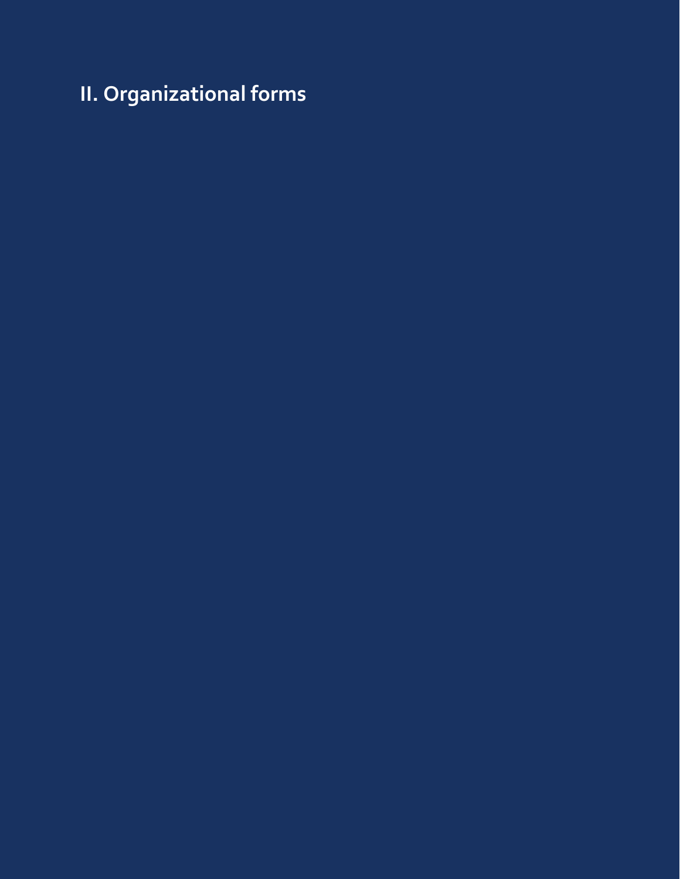# II. Organizational forms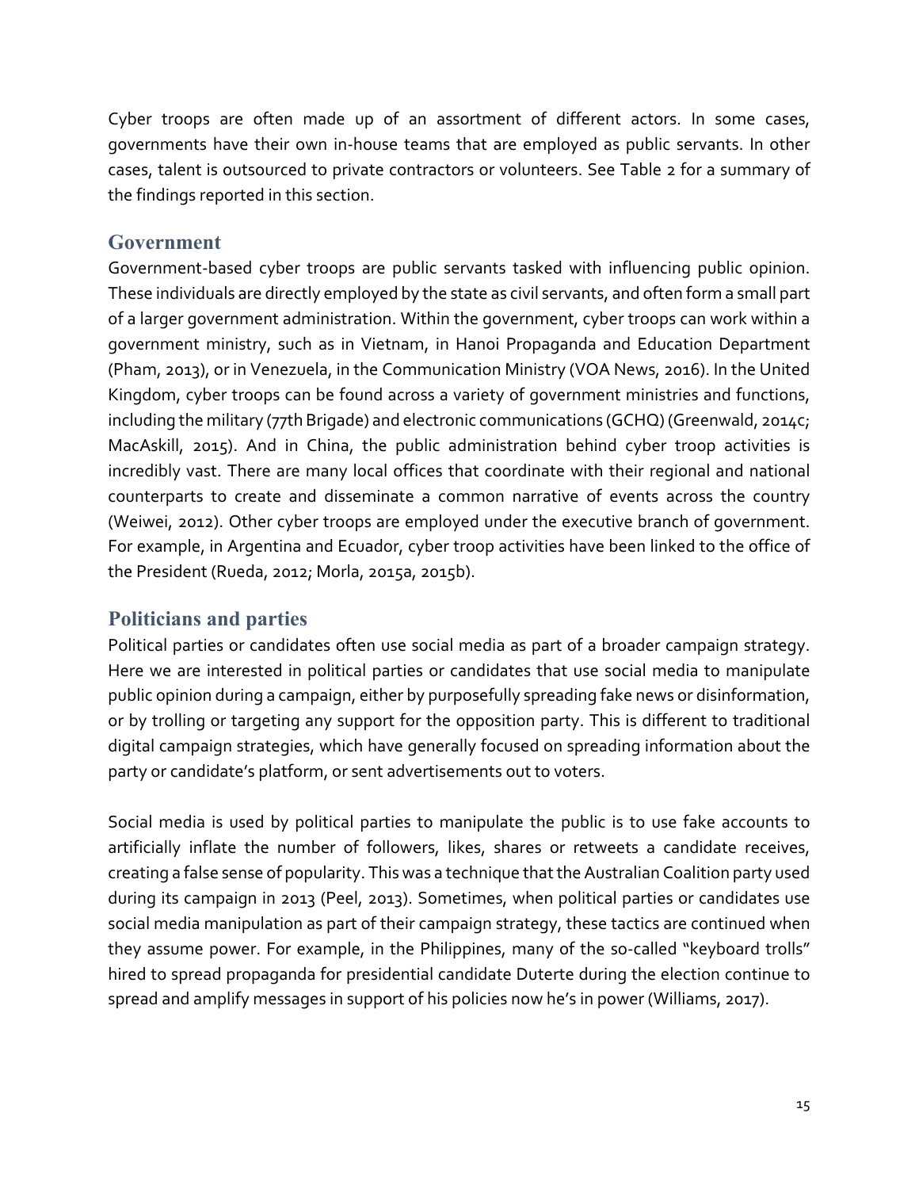Cyber troops are often made up of an assortment of different actors. In some cases, governments have their own in-house teams that are employed as public servants. In other cases, talent is outsourced to private contractors or volunteers. See Table 2 for a summary of the findings reported in this section.

## Government

Government-based cyber troops are public servants tasked with influencing public opinion. These individuals are directly employed by the state as civil servants, and often form a small part of a larger government administration. Within the government, cyber troops can work within a government ministry, such as in Vietnam, in Hanoi Propaganda and Education Department (Pham, 2013), or in Venezuela, in the Communication Ministry (VOA News, 2016). In the United Kingdom, cyber troops can be found across a variety of government ministries and functions, including the military (77th Brigade) and electronic communications (GCHQ) (Greenwald, 2014c; MacAskill, 2015). And in China, the public administration behind cyber troop activities is incredibly vast. There are many local offices that coordinate with their regional and national counterparts to create and disseminate a common narrative of events across the country (Weiwei, 2012). Other cyber troops are employed under the executive branch of government. For example, in Argentina and Ecuador, cyber troop activities have been linked to the office of the President (Rueda, 2012; Morla, 2015a, 2015b).

## Politicians and parties

Political parties or candidates often use social media as part of a broader campaign strategy. Here we are interested in political parties or candidates that use social media to manipulate public opinion during a campaign, either by purposefully spreading fake news or disinformation, or by trolling or targeting any support for the opposition party. This is different to traditional digital campaign strategies, which have generally focused on spreading information about the party or candidate's platform, or sent advertisements out to voters.

Social media is used by political parties to manipulate the public is to use fake accounts to artificially inflate the number of followers, likes, shares or retweets a candidate receives, creating a false sense of popularity. This was a technique that the Australian Coalition party used during its campaign in 2013 (Peel, 2013). Sometimes, when political parties or candidates use social media manipulation as part of their campaign strategy, these tactics are continued when they assume power. For example, in the Philippines, many of the so-called "keyboard trolls" hired to spread propaganda for presidential candidate Duterte during the election continue to spread and amplify messages in support of his policies now he's in power (Williams, 2017).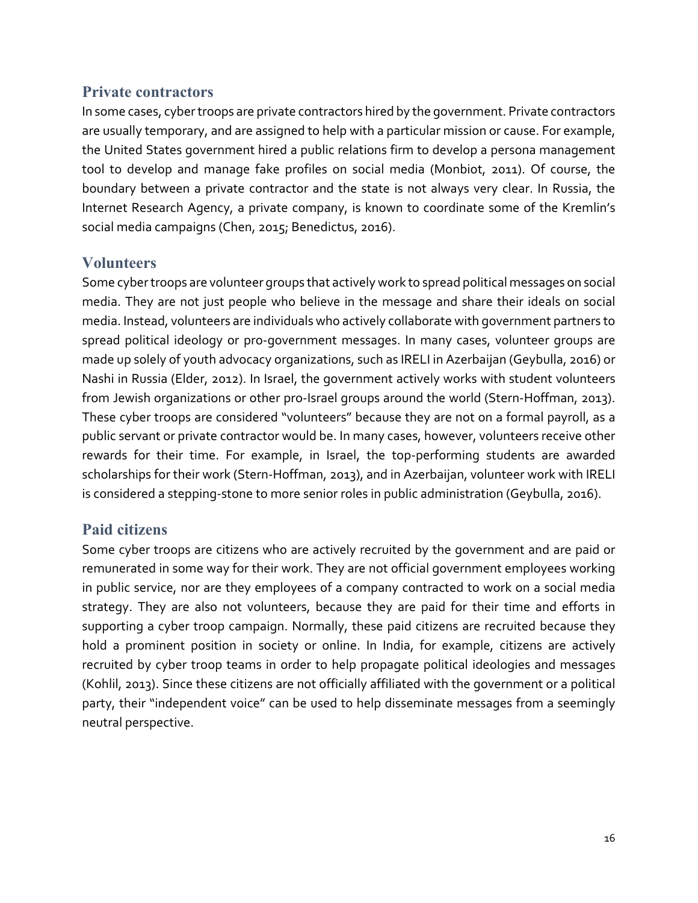### Private contractors

In some cases, cyber troops are private contractors hired by the government. Private contractors are usually temporary, and are assigned to help with a particular mission or cause. For example, the United States government hired a public relations firm to develop a persona management tool to develop and manage fake profiles on social media (Monbiot, 2011). Of course, the boundary between a private contractor and the state is not always very clear. In Russia, the Internet Research Agency, a private company, is known to coordinate some of the Kremlin's social media campaigns (Chen, 2015; Benedictus, 2016).

### Volunteers

Some cyber troops are volunteer groups that actively work to spread political messages on social media. They are not just people who believe in the message and share their ideals on social media. Instead, volunteers are individuals who actively collaborate with government partners to spread political ideology or pro-government messages. In many cases, volunteer groups are made up solely of youth advocacy organizations, such as IRELI in Azerbaijan (Geybulla, 2016) or Nashi in Russia (Elder, 2012). In Israel, the government actively works with student volunteers from Jewish organizations or other pro-Israel groups around the world (Stern-Hoffman, 2013). These cyber troops are considered "volunteers" because they are not on a formal payroll, as a public servant or private contractor would be. In many cases, however, volunteers receive other rewards for their time. For example, in Israel, the top-performing students are awarded scholarships for their work (Stern-Hoffman, 2013), and in Azerbaijan, volunteer work with IRELI is considered a stepping-stone to more senior roles in public administration (Geybulla, 2016).

### Paid citizens

Some cyber troops are citizens who are actively recruited by the government and are paid or remunerated in some way for their work. They are not official government employees working in public service, nor are they employees of a company contracted to work on a social media strategy. They are also not volunteers, because they are paid for their time and efforts in supporting a cyber troop campaign. Normally, these paid citizens are recruited because they hold a prominent position in society or online. In India, for example, citizens are actively recruited by cyber troop teams in order to help propagate political ideologies and messages (Kohlil, 2013). Since these citizens are not officially affiliated with the government or a political party, their "independent voice" can be used to help disseminate messages from a seemingly neutral perspective.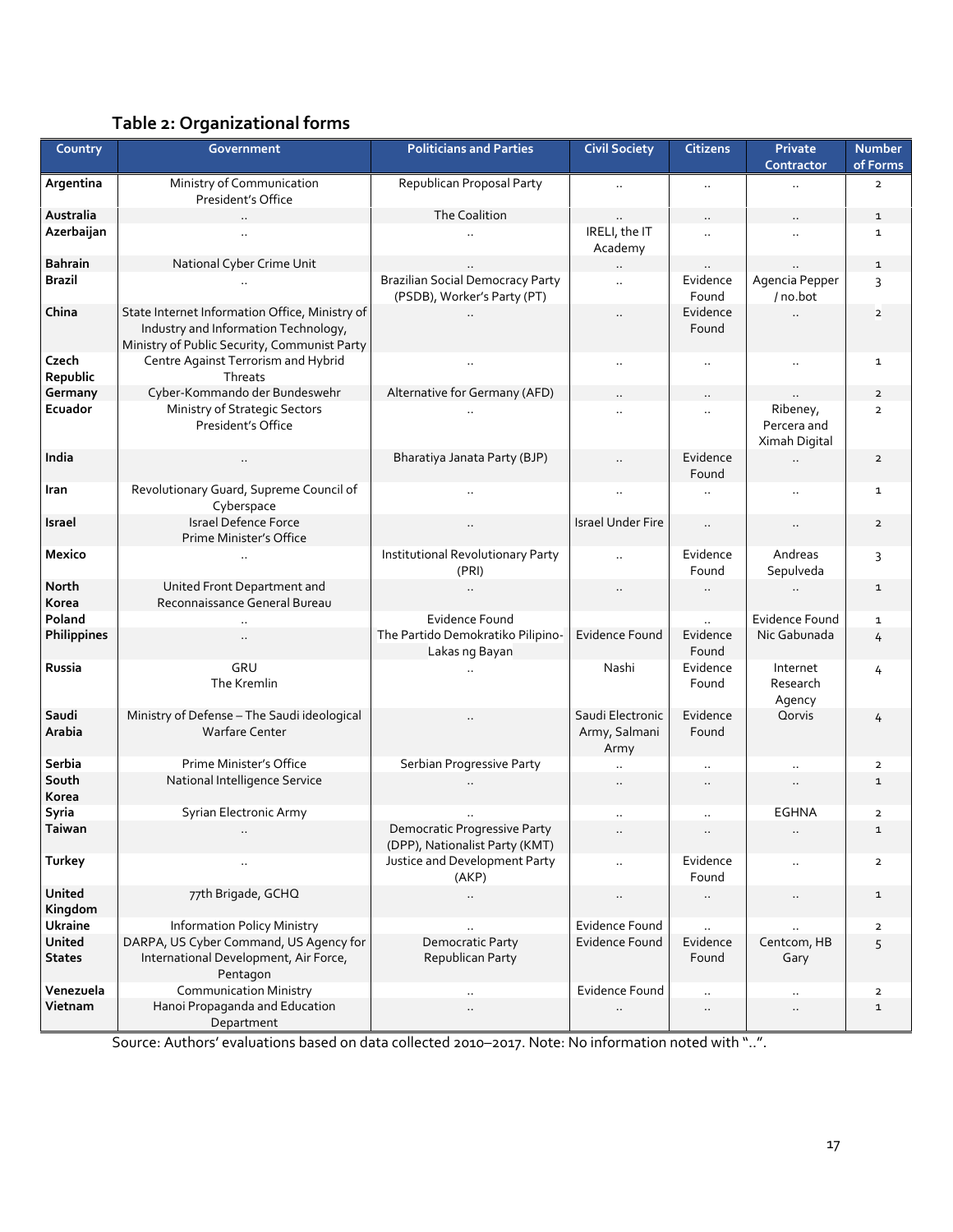## Table 2: Organizational forms

| Country | Government | Politicians and Parties | Civil Society | Citizens | Private Contractor | Number of Forms |
|---|---|---|---|---|---|---|
| Argentina | Ministry of Communication President's Office | Republican Proposal Party | .. | .. | .. | 2 |
| Australia | .. | The Coalition | .. | .. | .. | 1 |
| Azerbaijan | .. | .. | IRELI, the IT Academy | .. | .. | 1 |
| Bahrain | National Cyber Crime Unit | .. | .. | .. | .. | 1 |
| Brazil | .. | Brazilian Social Democracy Party (PSDB), Worker's Party (PT) | .. | Evidence Found | Agencia Pepper / no.bot | 3 |
| China | State Internet Information Office, Ministry of Industry and Information Technology, Ministry of Public Security, Communist Party | .. | .. | Evidence Found | .. | 2 |
| Czech Republic | Centre Against Terrorism and Hybrid Threats | .. | .. | .. | .. | 1 |
| Germany | Cyber-Kommando der Bundeswehr | Alternative for Germany (AFD) | .. | .. | .. | 2 |
| Ecuador | Ministry of Strategic Sectors President's Office | .. | .. | .. | Ribeney, Percera and Ximah Digital | 2 |
| India | .. | Bharatiya Janata Party (BJP) | .. | Evidence Found | .. | 2 |
| Iran | Revolutionary Guard, Supreme Council of Cyberspace | .. | .. | .. | .. | 1 |
| Israel | Israel Defence Force Prime Minister's Office | .. | Israel Under Fire | .. | .. | 2 |
| Mexico | .. | Institutional Revolutionary Party (PRI) | .. | Evidence Found | Andreas Sepulveda | 3 |
| North Korea | United Front Department and Reconnaissance General Bureau | .. | .. | .. | .. | 1 |
| Poland | .. | Evidence Found | | .. | Evidence Found | 1 |
| Philippines | .. | The Partido Demokratiko Pilipino-Lakas ng Bayan | Evidence Found | Evidence Found | Nic Gabunada | 4 |
| Russia | GRU The Kremlin | .. | Nashi | Evidence Found | Internet Research Agency | 4 |
| Saudi Arabia | Ministry of Defense – The Saudi ideological Warfare Center | .. | Saudi Electronic Army, Salmani Army | Evidence Found | Qorvis | 4 |
| Serbia | Prime Minister's Office | Serbian Progressive Party | .. | .. | .. | 2 |
| South Korea | National Intelligence Service | .. | .. | .. | .. | 1 |
| Syria | Syrian Electronic Army | .. | .. | .. | EGHNA | 2 |
| Taiwan | .. | Democratic Progressive Party (DPP), Nationalist Party (KMT) | .. | .. | .. | 1 |
| Turkey | .. | Justice and Development Party (AKP) | .. | Evidence Found | .. | 2 |
| United Kingdom | 77th Brigade, GCHQ | .. | .. | .. | .. | 1 |
| Ukraine | Information Policy Ministry | .. | Evidence Found | .. | .. | 2 |
| United States | DARPA, US Cyber Command, US Agency for International Development, Air Force, Pentagon | Democratic Party Republican Party | Evidence Found | Evidence Found | Centcom, HB Gary | 5 |
| Venezuela | Communication Ministry | .. | Evidence Found | .. | .. | 2 |
| Vietnam | Hanoi Propaganda and Education Department | .. | .. | .. | .. | 1 |

Source: Authors' evaluations based on data collected 2010–2017. Note: No information noted with "..".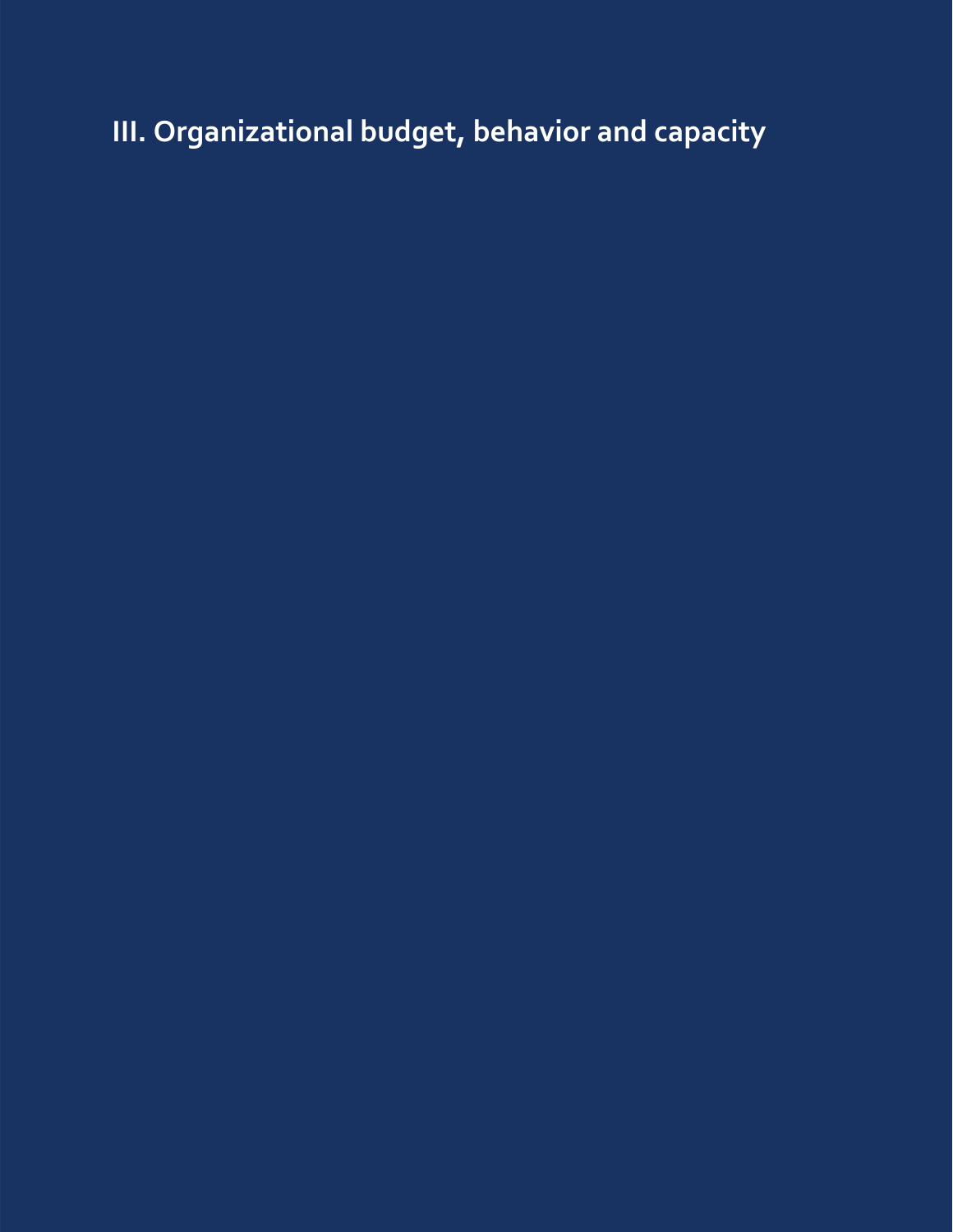# III. Organizational budget, behavior and capacity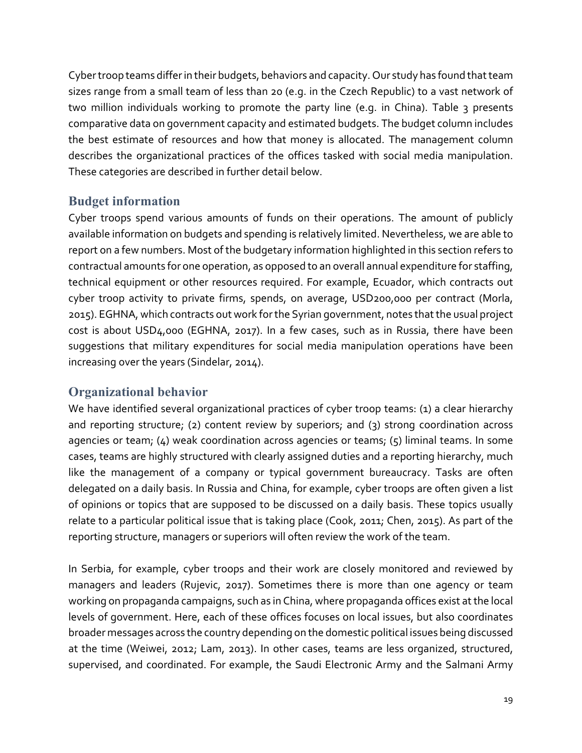Cyber troop teams differ in their budgets, behaviors and capacity. Our study has found that team sizes range from a small team of less than 20 (e.g. in the Czech Republic) to a vast network of two million individuals working to promote the party line (e.g. in China). Table 3 presents comparative data on government capacity and estimated budgets. The budget column includes the best estimate of resources and how that money is allocated. The management column describes the organizational practices of the offices tasked with social media manipulation. These categories are described in further detail below.

## Budget information

Cyber troops spend various amounts of funds on their operations. The amount of publicly available information on budgets and spending is relatively limited. Nevertheless, we are able to report on a few numbers. Most of the budgetary information highlighted in this section refers to contractual amounts for one operation, as opposed to an overall annual expenditure for staffing, technical equipment or other resources required. For example, Ecuador, which contracts out cyber troop activity to private firms, spends, on average, USD200,000 per contract (Morla, 2015). EGHNA, which contracts out work for the Syrian government, notes that the usual project cost is about USD4,000 (EGHNA, 2017). In a few cases, such as in Russia, there have been suggestions that military expenditures for social media manipulation operations have been increasing over the years (Sindelar, 2014).

## Organizational behavior

We have identified several organizational practices of cyber troop teams: (1) a clear hierarchy and reporting structure; (2) content review by superiors; and (3) strong coordination across agencies or team; (4) weak coordination across agencies or teams; (5) liminal teams. In some cases, teams are highly structured with clearly assigned duties and a reporting hierarchy, much like the management of a company or typical government bureaucracy. Tasks are often delegated on a daily basis. In Russia and China, for example, cyber troops are often given a list of opinions or topics that are supposed to be discussed on a daily basis. These topics usually relate to a particular political issue that is taking place (Cook, 2011; Chen, 2015). As part of the reporting structure, managers or superiors will often review the work of the team.

In Serbia, for example, cyber troops and their work are closely monitored and reviewed by managers and leaders (Rujevic, 2017). Sometimes there is more than one agency or team working on propaganda campaigns, such as in China, where propaganda offices exist at the local levels of government. Here, each of these offices focuses on local issues, but also coordinates broader messages across the country depending on the domestic political issues being discussed at the time (Weiwei, 2012; Lam, 2013). In other cases, teams are less organized, structured, supervised, and coordinated. For example, the Saudi Electronic Army and the Salmani Army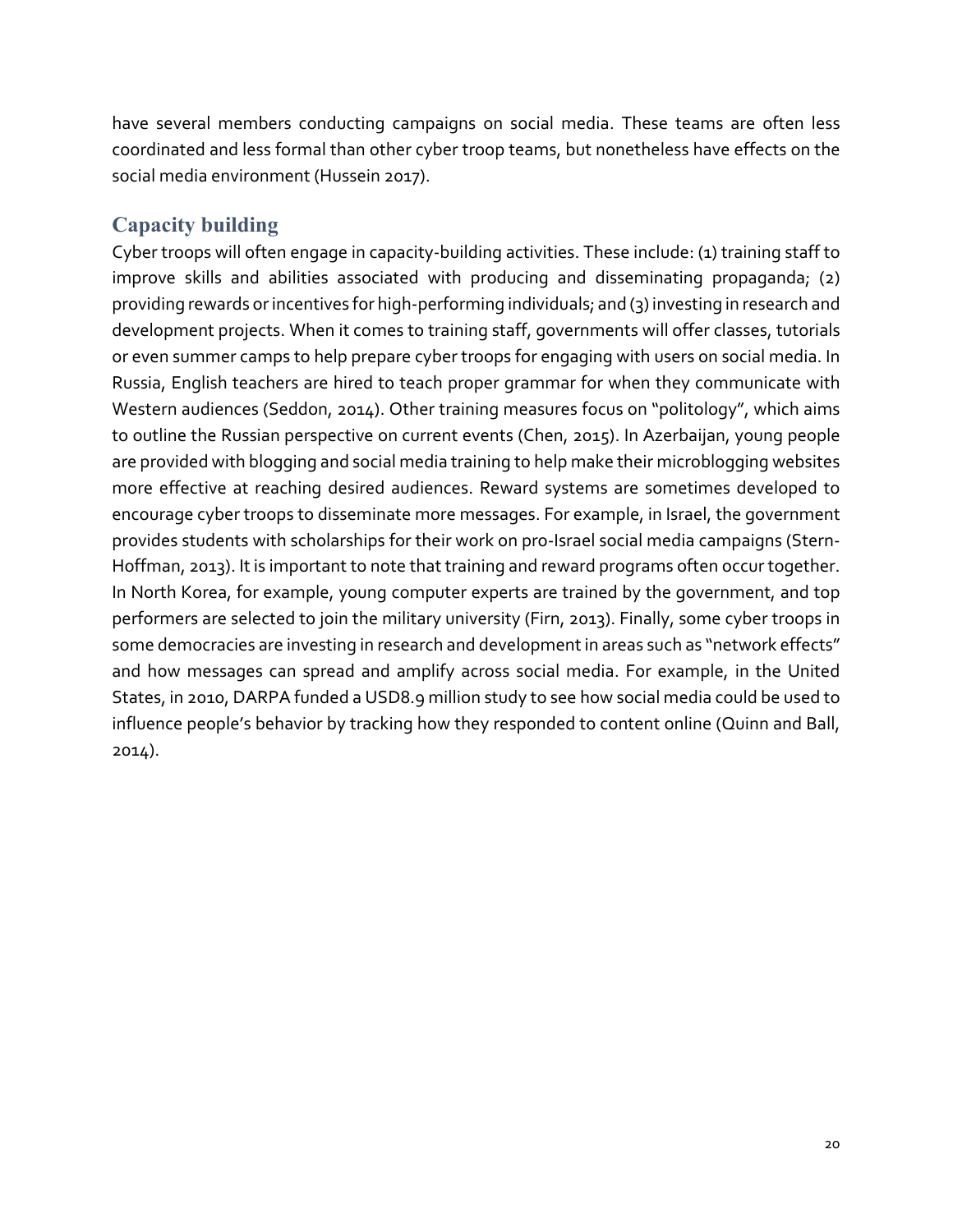have several members conducting campaigns on social media. These teams are often less coordinated and less formal than other cyber troop teams, but nonetheless have effects on the social media environment (Hussein 2017).

## Capacity building

Cyber troops will often engage in capacity-building activities. These include: (1) training staff to improve skills and abilities associated with producing and disseminating propaganda; (2) providing rewards or incentives for high-performing individuals; and (3) investing in research and development projects. When it comes to training staff, governments will offer classes, tutorials or even summer camps to help prepare cyber troops for engaging with users on social media. In Russia, English teachers are hired to teach proper grammar for when they communicate with Western audiences (Seddon, 2014). Other training measures focus on "politology", which aims to outline the Russian perspective on current events (Chen, 2015). In Azerbaijan, young people are provided with blogging and social media training to help make their microblogging websites more effective at reaching desired audiences. Reward systems are sometimes developed to encourage cyber troops to disseminate more messages. For example, in Israel, the government provides students with scholarships for their work on pro-Israel social media campaigns (Stern-Hoffman, 2013). It is important to note that training and reward programs often occur together. In North Korea, for example, young computer experts are trained by the government, and top performers are selected to join the military university (Firn, 2013). Finally, some cyber troops in some democracies are investing in research and development in areas such as "network effects" and how messages can spread and amplify across social media. For example, in the United States, in 2010, DARPA funded a USD8.9 million study to see how social media could be used to influence people's behavior by tracking how they responded to content online (Quinn and Ball, 2014).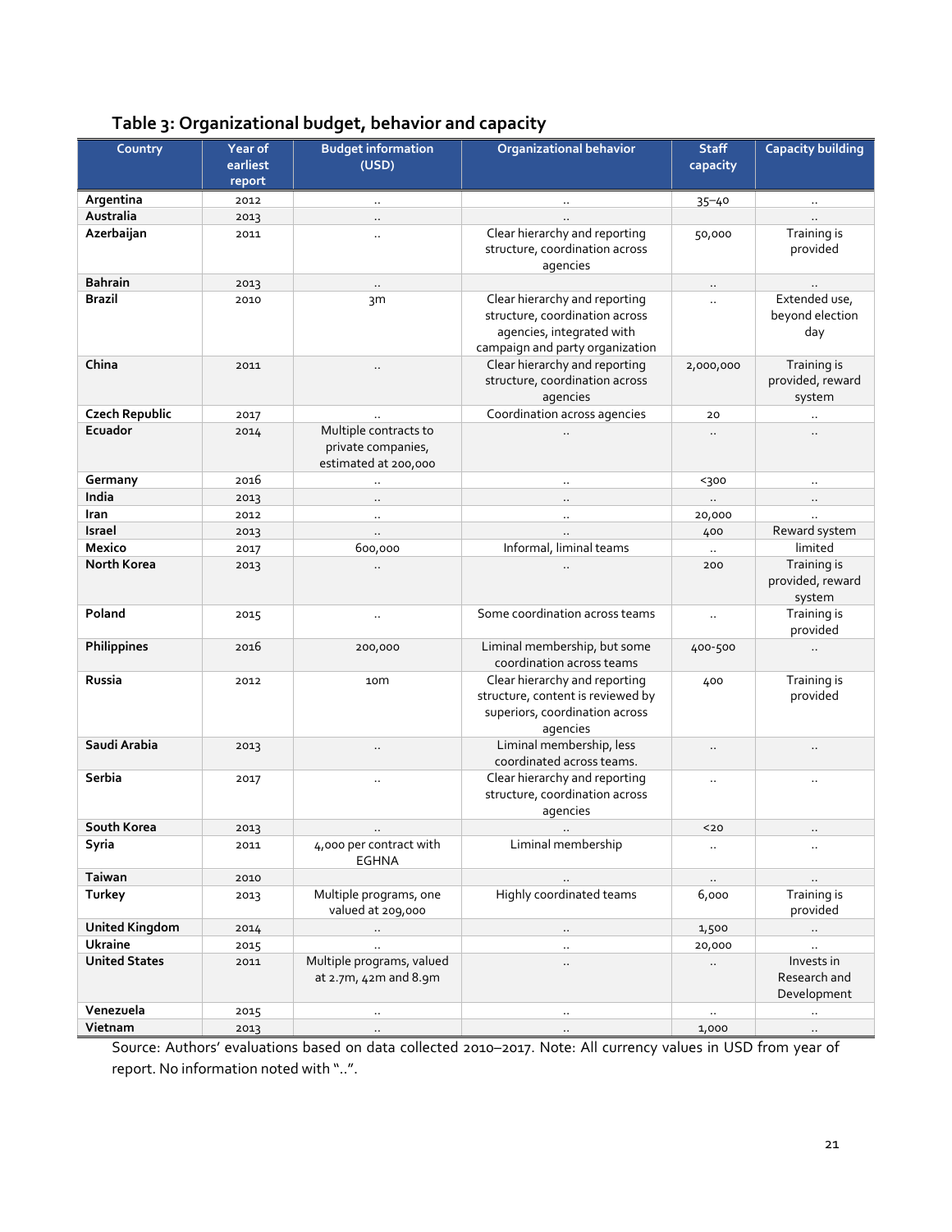## Table 3: Organizational budget, behavior and capacity

| Country | Year of earliest report | Budget information (USD) | Organizational behavior | Staff capacity | Capacity building |
|---|---|---|---|---|---|
| **Argentina** | 2012 | .. | .. | 35–40 | .. |
| **Australia** | 2013 | .. | .. | | .. |
| **Azerbaijan** | 2011 | .. | Clear hierarchy and reporting structure, coordination across agencies | 50,000 | Training is provided |
| **Bahrain** | 2013 | .. | | .. | .. |
| **Brazil** | 2010 | 3m | Clear hierarchy and reporting structure, coordination across agencies, integrated with campaign and party organization | .. | Extended use, beyond election day |
| **China** | 2011 | .. | Clear hierarchy and reporting structure, coordination across agencies | 2,000,000 | Training is provided, reward system |
| **Czech Republic** | 2017 | .. | Coordination across agencies | 20 | .. |
| **Ecuador** | 2014 | Multiple contracts to private companies, estimated at 200,000 | .. | .. | .. |
| **Germany** | 2016 | .. | .. | <300 | .. |
| **India** | 2013 | .. | .. | .. | .. |
| **Iran** | 2012 | .. | .. | 20,000 | .. |
| **Israel** | 2013 | .. | .. | 400 | Reward system |
| **Mexico** | 2017 | 600,000 | Informal, liminal teams | .. | limited |
| **North Korea** | 2013 | .. | .. | 200 | Training is provided, reward system |
| **Poland** | 2015 | .. | Some coordination across teams | .. | Training is provided |
| **Philippines** | 2016 | 200,000 | Liminal membership, but some coordination across teams | 400-500 | .. |
| **Russia** | 2012 | 10m | Clear hierarchy and reporting structure, content is reviewed by superiors, coordination across agencies | 400 | Training is provided |
| **Saudi Arabia** | 2013 | .. | Liminal membership, less coordinated across teams. | .. | .. |
| **Serbia** | 2017 | .. | Clear hierarchy and reporting structure, coordination across agencies | .. | .. |
| **South Korea** | 2013 | .. | .. | <20 | .. |
| **Syria** | 2011 | 4,000 per contract with EGHNA | Liminal membership | .. | .. |
| **Taiwan** | 2010 | | .. | .. | .. |
| **Turkey** | 2013 | Multiple programs, one valued at 209,000 | Highly coordinated teams | 6,000 | Training is provided |
| **United Kingdom** | 2014 | .. | .. | 1,500 | .. |
| **Ukraine** | 2015 | .. | .. | 20,000 | .. |
| **United States** | 2011 | Multiple programs, valued at 2.7m, 42m and 8.9m | .. | .. | Invests in Research and Development |
| **Venezuela** | 2015 | .. | .. | .. | .. |
| **Vietnam** | 2013 | .. | .. | 1,000 | .. |

Source: Authors' evaluations based on data collected 2010–2017. Note: All currency values in USD from year of report. No information noted with "..".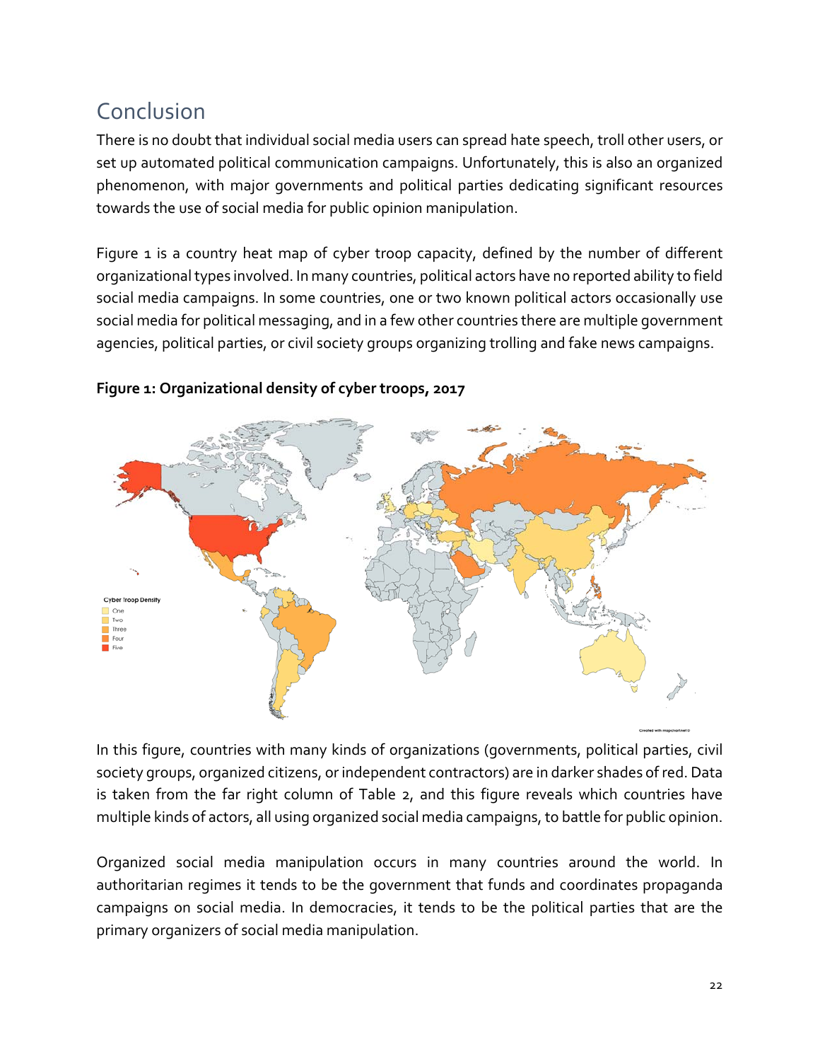## Conclusion

There is no doubt that individual social media users can spread hate speech, troll other users, or set up automated political communication campaigns. Unfortunately, this is also an organized phenomenon, with major governments and political parties dedicating significant resources towards the use of social media for public opinion manipulation.

Figure 1 is a country heat map of cyber troop capacity, defined by the number of different organizational types involved. In many countries, political actors have no reported ability to field social media campaigns. In some countries, one or two known political actors occasionally use social media for political messaging, and in a few other countries there are multiple government agencies, political parties, or civil society groups organizing trolling and fake news campaigns.

**Figure 1: Organizational density of cyber troops, 2017**

In this figure, countries with many kinds of organizations (governments, political parties, civil society groups, organized citizens, or independent contractors) are in darker shades of red. Data is taken from the far right column of Table 2, and this figure reveals which countries have multiple kinds of actors, all using organized social media campaigns, to battle for public opinion.

Organized social media manipulation occurs in many countries around the world. In authoritarian regimes it tends to be the government that funds and coordinates propaganda campaigns on social media. In democracies, it tends to be the political parties that are the primary organizers of social media manipulation.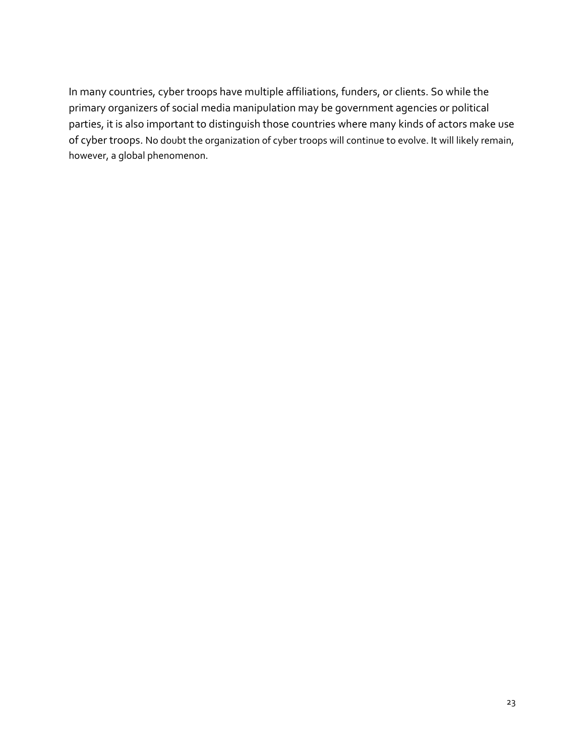In many countries, cyber troops have multiple affiliations, funders, or clients. So while the primary organizers of social media manipulation may be government agencies or political parties, it is also important to distinguish those countries where many kinds of actors make use of cyber troops. No doubt the organization of cyber troops will continue to evolve. It will likely remain, however, a global phenomenon.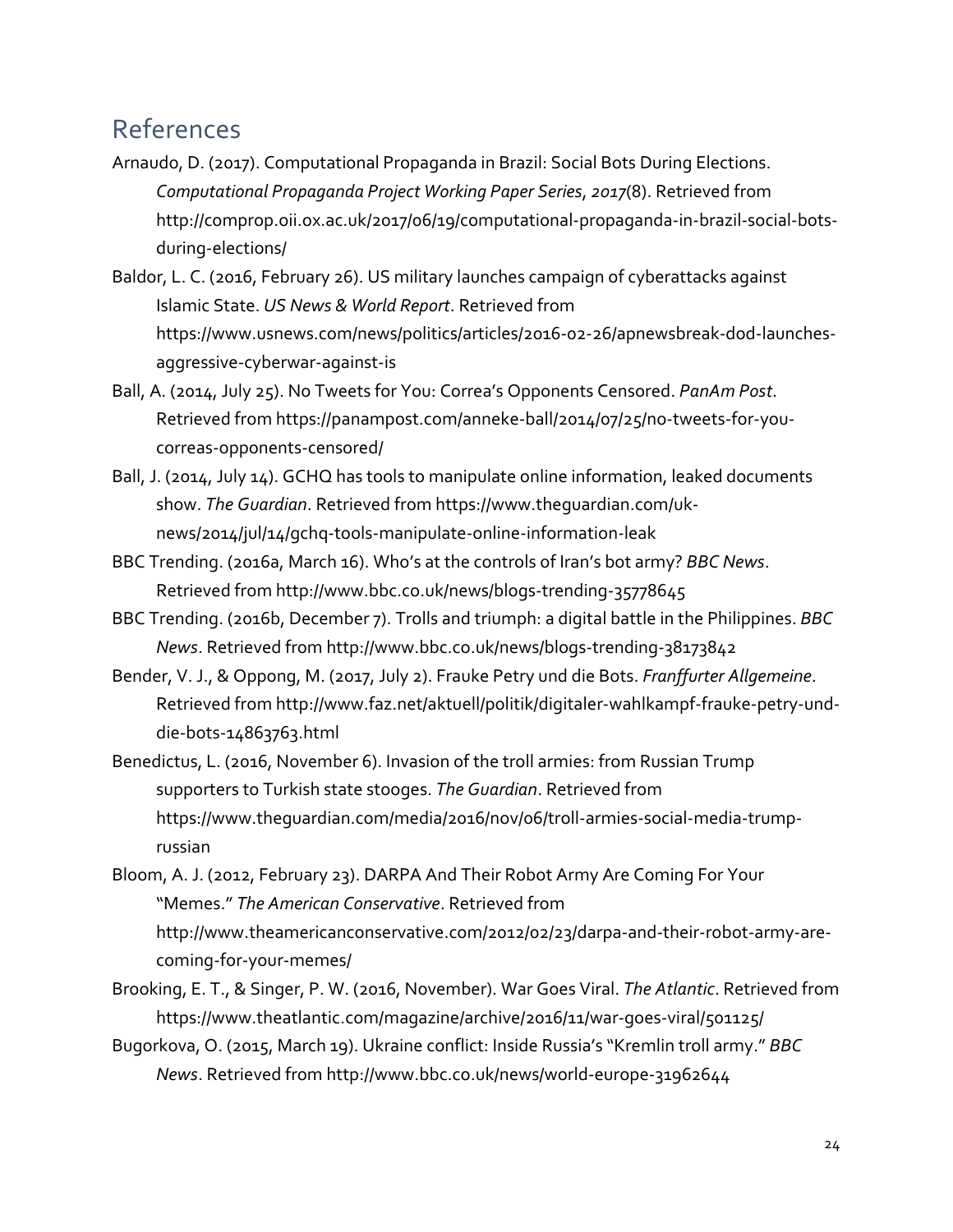## References

Arnaudo, D. (2017). Computational Propaganda in Brazil: Social Bots During Elections. *Computational Propaganda Project Working Paper Series*, *2017*(8). Retrieved from http://comprop.oii.ox.ac.uk/2017/06/19/computational-propaganda-in-brazil-social-bots-during-elections/

Baldor, L. C. (2016, February 26). US military launches campaign of cyberattacks against Islamic State. *US News & World Report*. Retrieved from https://www.usnews.com/news/politics/articles/2016-02-26/apnewsbreak-dod-launches-aggressive-cyberwar-against-is

Ball, A. (2014, July 25). No Tweets for You: Correa's Opponents Censored. *PanAm Post*. Retrieved from https://panampost.com/anneke-ball/2014/07/25/no-tweets-for-you-correas-opponents-censored/

Ball, J. (2014, July 14). GCHQ has tools to manipulate online information, leaked documents show. *The Guardian*. Retrieved from https://www.theguardian.com/uk-news/2014/jul/14/gchq-tools-manipulate-online-information-leak

BBC Trending. (2016a, March 16). Who's at the controls of Iran's bot army? *BBC News*. Retrieved from http://www.bbc.co.uk/news/blogs-trending-35778645

BBC Trending. (2016b, December 7). Trolls and triumph: a digital battle in the Philippines. *BBC News*. Retrieved from http://www.bbc.co.uk/news/blogs-trending-38173842

Bender, V. J., & Oppong, M. (2017, July 2). Frauke Petry und die Bots. *Franffurter Allgemeine*. Retrieved from http://www.faz.net/aktuell/politik/digitaler-wahlkampf-frauke-petry-und-die-bots-14863763.html

Benedictus, L. (2016, November 6). Invasion of the troll armies: from Russian Trump supporters to Turkish state stooges. *The Guardian*. Retrieved from https://www.theguardian.com/media/2016/nov/06/troll-armies-social-media-trump-russian

Bloom, A. J. (2012, February 23). DARPA And Their Robot Army Are Coming For Your "Memes." *The American Conservative*. Retrieved from http://www.theamericanconservative.com/2012/02/23/darpa-and-their-robot-army-are-coming-for-your-memes/

Brooking, E. T., & Singer, P. W. (2016, November). War Goes Viral. *The Atlantic*. Retrieved from https://www.theatlantic.com/magazine/archive/2016/11/war-goes-viral/501125/

Bugorkova, O. (2015, March 19). Ukraine conflict: Inside Russia's "Kremlin troll army." *BBC News*. Retrieved from http://www.bbc.co.uk/news/world-europe-31962644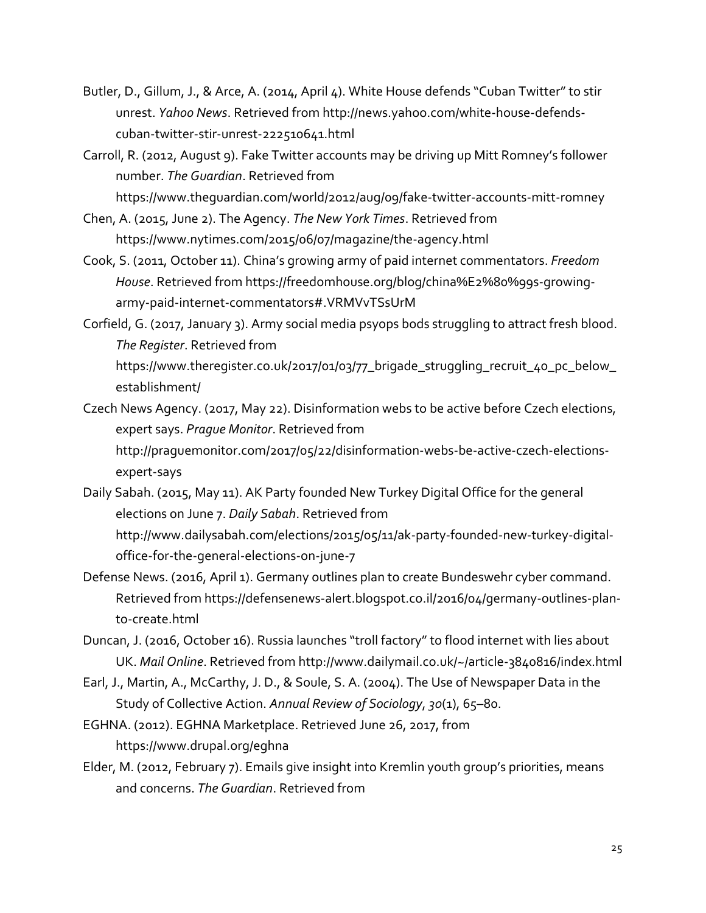Butler, D., Gillum, J., & Arce, A. (2014, April 4). White House defends "Cuban Twitter" to stir unrest. *Yahoo News*. Retrieved from http://news.yahoo.com/white-house-defends-cuban-twitter-stir-unrest-222510641.html

Carroll, R. (2012, August 9). Fake Twitter accounts may be driving up Mitt Romney's follower number. *The Guardian*. Retrieved from https://www.theguardian.com/world/2012/aug/09/fake-twitter-accounts-mitt-romney

Chen, A. (2015, June 2). The Agency. *The New York Times*. Retrieved from https://www.nytimes.com/2015/06/07/magazine/the-agency.html

Cook, S. (2011, October 11). China's growing army of paid internet commentators. *Freedom House*. Retrieved from https://freedomhouse.org/blog/china%E2%80%99s-growing-army-paid-internet-commentators#.VRMVvTSsUrM

Corfield, G. (2017, January 3). Army social media psyops bods struggling to attract fresh blood. *The Register*. Retrieved from https://www.theregister.co.uk/2017/01/03/77_brigade_struggling_recruit_40_pc_below_establishment/

Czech News Agency. (2017, May 22). Disinformation webs to be active before Czech elections, expert says. *Prague Monitor*. Retrieved from http://praguemonitor.com/2017/05/22/disinformation-webs-be-active-czech-elections-expert-says

Daily Sabah. (2015, May 11). AK Party founded New Turkey Digital Office for the general elections on June 7. *Daily Sabah*. Retrieved from http://www.dailysabah.com/elections/2015/05/11/ak-party-founded-new-turkey-digital-office-for-the-general-elections-on-june-7

Defense News. (2016, April 1). Germany outlines plan to create Bundeswehr cyber command. Retrieved from https://defensenews-alert.blogspot.co.il/2016/04/germany-outlines-plan-to-create.html

Duncan, J. (2016, October 16). Russia launches "troll factory" to flood internet with lies about UK. *Mail Online*. Retrieved from http://www.dailymail.co.uk/~/article-3840816/index.html

Earl, J., Martin, A., McCarthy, J. D., & Soule, S. A. (2004). The Use of Newspaper Data in the Study of Collective Action. *Annual Review of Sociology*, *30*(1), 65–80.

EGHNA. (2012). EGHNA Marketplace. Retrieved June 26, 2017, from https://www.drupal.org/eghna

Elder, M. (2012, February 7). Emails give insight into Kremlin youth group's priorities, means and concerns. *The Guardian*. Retrieved from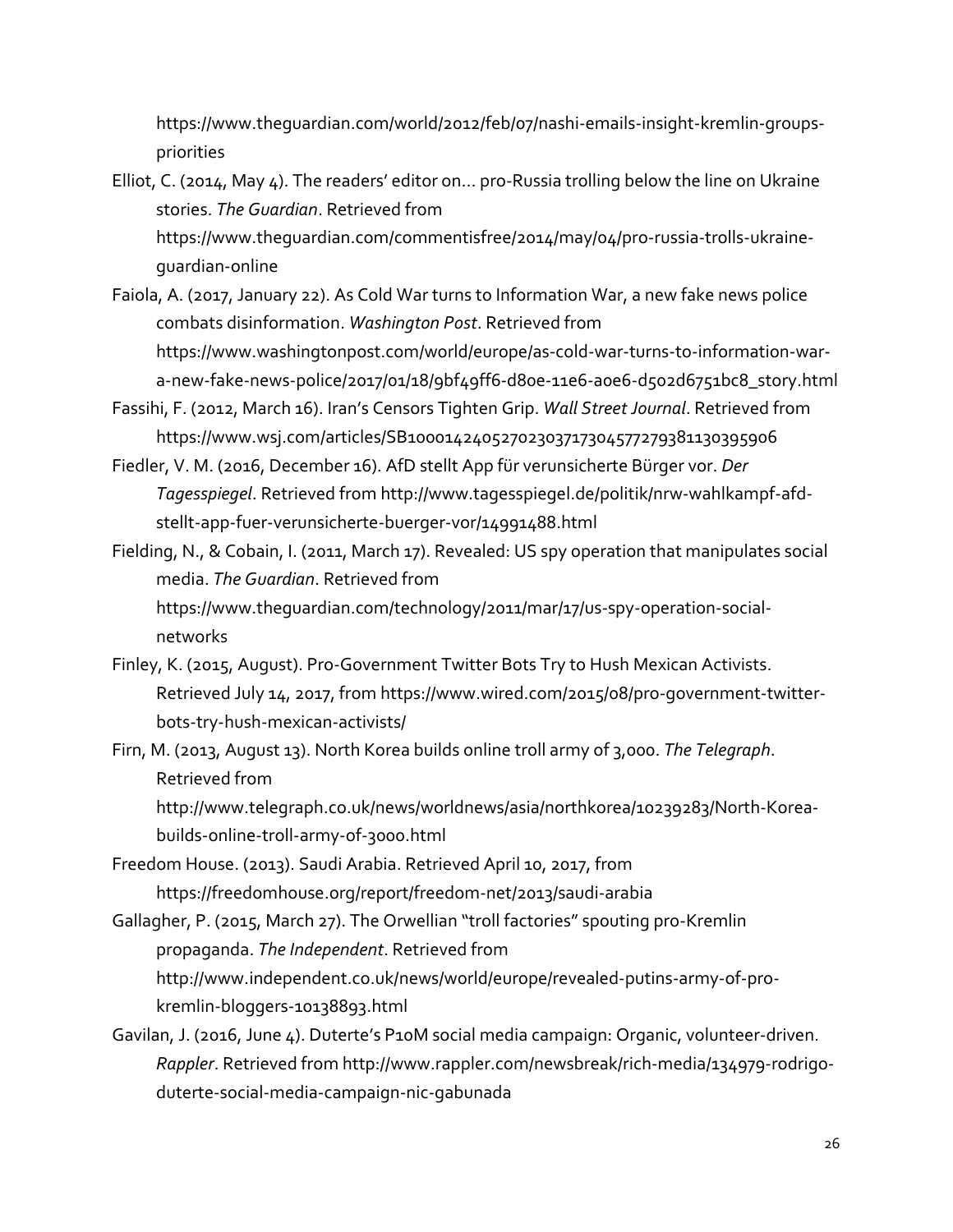https://www.theguardian.com/world/2012/feb/07/nashi-emails-insight-kremlin-groups-priorities

Elliot, C. (2014, May 4). The readers' editor on… pro-Russia trolling below the line on Ukraine stories. *The Guardian*. Retrieved from https://www.theguardian.com/commentisfree/2014/may/04/pro-russia-trolls-ukraine-guardian-online

Faiola, A. (2017, January 22). As Cold War turns to Information War, a new fake news police combats disinformation. *Washington Post*. Retrieved from https://www.washingtonpost.com/world/europe/as-cold-war-turns-to-information-war-a-new-fake-news-police/2017/01/18/9bf49ff6-d80e-11e6-a0e6-d502d6751bc8_story.html

Fassihi, F. (2012, March 16). Iran's Censors Tighten Grip. *Wall Street Journal*. Retrieved from https://www.wsj.com/articles/SB10001424052702303717304577279381130395906

Fiedler, V. M. (2016, December 16). AfD stellt App für verunsicherte Bürger vor. *Der Tagesspiegel*. Retrieved from http://www.tagesspiegel.de/politik/nrw-wahlkampf-afd-stellt-app-fuer-verunsicherte-buerger-vor/14991488.html

Fielding, N., & Cobain, I. (2011, March 17). Revealed: US spy operation that manipulates social media. *The Guardian*. Retrieved from https://www.theguardian.com/technology/2011/mar/17/us-spy-operation-social-networks

Finley, K. (2015, August). Pro-Government Twitter Bots Try to Hush Mexican Activists. Retrieved July 14, 2017, from https://www.wired.com/2015/08/pro-government-twitter-bots-try-hush-mexican-activists/

Firn, M. (2013, August 13). North Korea builds online troll army of 3,000. *The Telegraph*. Retrieved from http://www.telegraph.co.uk/news/worldnews/asia/northkorea/10239283/North-Korea-builds-online-troll-army-of-3000.html

Freedom House. (2013). Saudi Arabia. Retrieved April 10, 2017, from https://freedomhouse.org/report/freedom-net/2013/saudi-arabia

Gallagher, P. (2015, March 27). The Orwellian "troll factories" spouting pro-Kremlin propaganda. *The Independent*. Retrieved from http://www.independent.co.uk/news/world/europe/revealed-putins-army-of-pro-kremlin-bloggers-10138893.html

Gavilan, J. (2016, June 4). Duterte's P10M social media campaign: Organic, volunteer-driven. *Rappler*. Retrieved from http://www.rappler.com/newsbreak/rich-media/134979-rodrigo-duterte-social-media-campaign-nic-gabunada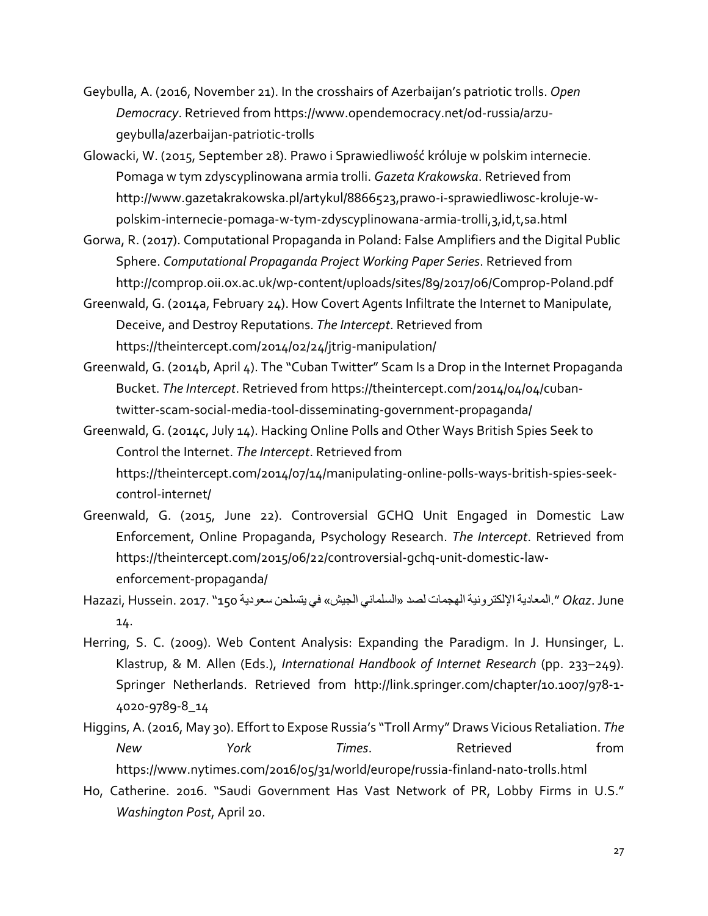Geybulla, A. (2016, November 21). In the crosshairs of Azerbaijan's patriotic trolls. *Open Democracy*. Retrieved from https://www.opendemocracy.net/od-russia/arzu-geybulla/azerbaijan-patriotic-trolls

Glowacki, W. (2015, September 28). Prawo i Sprawiedliwość króluje w polskim internecie. Pomaga w tym zdyscyplinowana armia trolli. *Gazeta Krakowska*. Retrieved from http://www.gazetakrakowska.pl/artykul/8866523,prawo-i-sprawiedliwosc-kroluje-w-polskim-internecie-pomaga-w-tym-zdyscyplinowana-armia-trolli,3,id,t,sa.html

Gorwa, R. (2017). Computational Propaganda in Poland: False Amplifiers and the Digital Public Sphere. *Computational Propaganda Project Working Paper Series*. Retrieved from http://comprop.oii.ox.ac.uk/wp-content/uploads/sites/89/2017/06/Comprop-Poland.pdf

Greenwald, G. (2014a, February 24). How Covert Agents Infiltrate the Internet to Manipulate, Deceive, and Destroy Reputations. *The Intercept*. Retrieved from https://theintercept.com/2014/02/24/jtrig-manipulation/

Greenwald, G. (2014b, April 4). The "Cuban Twitter" Scam Is a Drop in the Internet Propaganda Bucket. *The Intercept*. Retrieved from https://theintercept.com/2014/04/04/cuban-twitter-scam-social-media-tool-disseminating-government-propaganda/

Greenwald, G. (2014c, July 14). Hacking Online Polls and Other Ways British Spies Seek to Control the Internet. *The Intercept*. Retrieved from https://theintercept.com/2014/07/14/manipulating-online-polls-ways-british-spies-seek-control-internet/

Greenwald, G. (2015, June 22). Controversial GCHQ Unit Engaged in Domestic Law Enforcement, Online Propaganda, Psychology Research. *The Intercept*. Retrieved from https://theintercept.com/2015/06/22/controversial-gchq-unit-domestic-law-enforcement-propaganda/

Hazazi, Hussein. 2017. "150 سعودية يتسلحن في «الجيش السلماني» لصد الهجمات الإلكترونية المعادية." *Okaz*. June 14.

Herring, S. C. (2009). Web Content Analysis: Expanding the Paradigm. In J. Hunsinger, L. Klastrup, & M. Allen (Eds.), *International Handbook of Internet Research* (pp. 233–249). Springer Netherlands. Retrieved from http://link.springer.com/chapter/10.1007/978-1-4020-9789-8_14

Higgins, A. (2016, May 30). Effort to Expose Russia's "Troll Army" Draws Vicious Retaliation. *The New York Times*. Retrieved from https://www.nytimes.com/2016/05/31/world/europe/russia-finland-nato-trolls.html

Ho, Catherine. 2016. "Saudi Government Has Vast Network of PR, Lobby Firms in U.S." *Washington Post*, April 20.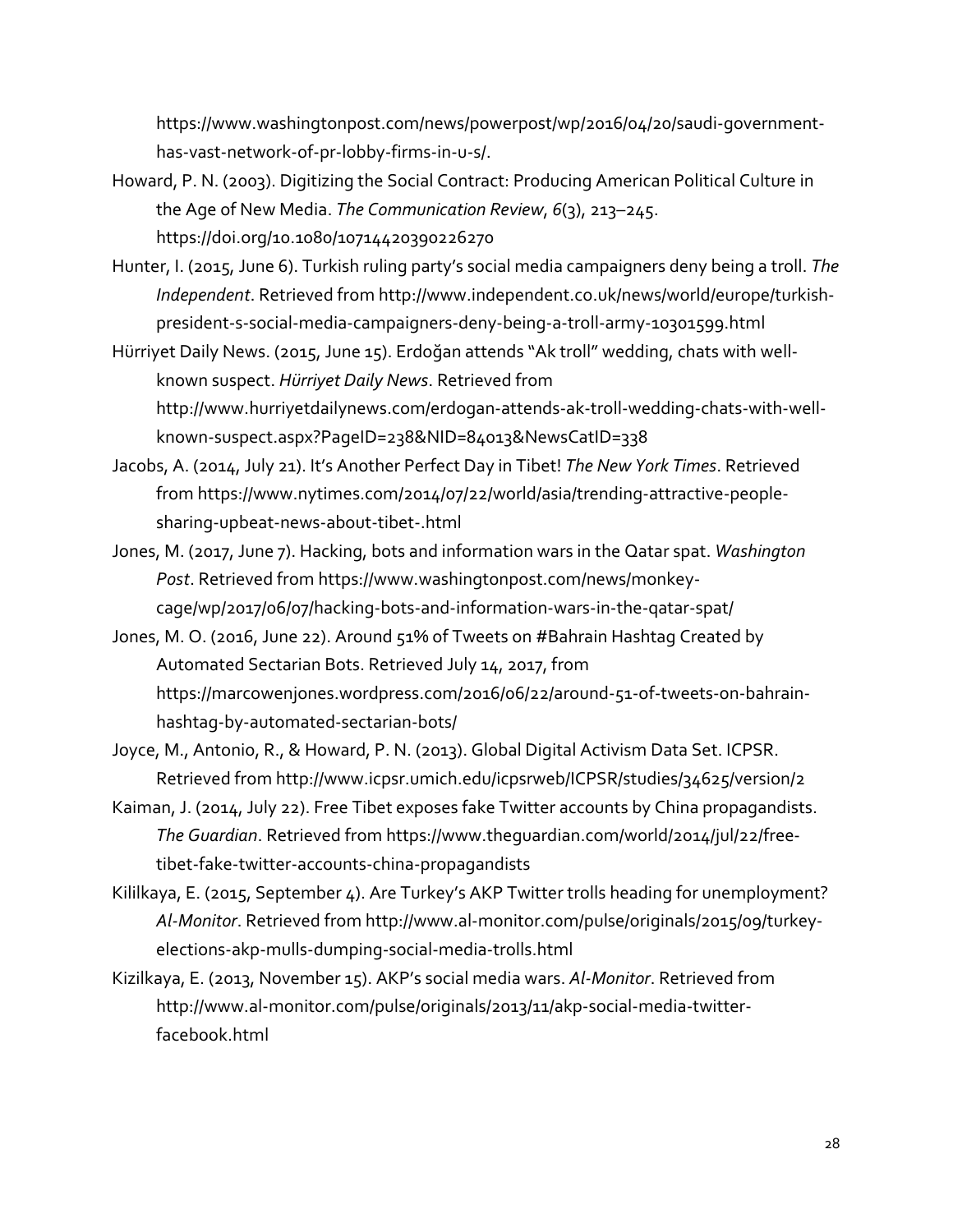https://www.washingtonpost.com/news/powerpost/wp/2016/04/20/saudi-government-has-vast-network-of-pr-lobby-firms-in-u-s/.

Howard, P. N. (2003). Digitizing the Social Contract: Producing American Political Culture in the Age of New Media. *The Communication Review*, *6*(3), 213–245. https://doi.org/10.1080/10714420390226270

Hunter, I. (2015, June 6). Turkish ruling party's social media campaigners deny being a troll. *The Independent*. Retrieved from http://www.independent.co.uk/news/world/europe/turkish-president-s-social-media-campaigners-deny-being-a-troll-army-10301599.html

Hürriyet Daily News. (2015, June 15). Erdoğan attends "Ak troll" wedding, chats with well-known suspect. *Hürriyet Daily News*. Retrieved from http://www.hurriyetdailynews.com/erdogan-attends-ak-troll-wedding-chats-with-well-known-suspect.aspx?PageID=238&NID=84013&NewsCatID=338

Jacobs, A. (2014, July 21). It's Another Perfect Day in Tibet! *The New York Times*. Retrieved from https://www.nytimes.com/2014/07/22/world/asia/trending-attractive-people-sharing-upbeat-news-about-tibet-.html

Jones, M. (2017, June 7). Hacking, bots and information wars in the Qatar spat. *Washington Post*. Retrieved from https://www.washingtonpost.com/news/monkey-cage/wp/2017/06/07/hacking-bots-and-information-wars-in-the-qatar-spat/

Jones, M. O. (2016, June 22). Around 51% of Tweets on #Bahrain Hashtag Created by Automated Sectarian Bots. Retrieved July 14, 2017, from https://marcowenjones.wordpress.com/2016/06/22/around-51-of-tweets-on-bahrain-hashtag-by-automated-sectarian-bots/

Joyce, M., Antonio, R., & Howard, P. N. (2013). Global Digital Activism Data Set. ICPSR. Retrieved from http://www.icpsr.umich.edu/icpsrweb/ICPSR/studies/34625/version/2

Kaiman, J. (2014, July 22). Free Tibet exposes fake Twitter accounts by China propagandists. *The Guardian*. Retrieved from https://www.theguardian.com/world/2014/jul/22/free-tibet-fake-twitter-accounts-china-propagandists

Kililkaya, E. (2015, September 4). Are Turkey's AKP Twitter trolls heading for unemployment? *Al-Monitor*. Retrieved from http://www.al-monitor.com/pulse/originals/2015/09/turkey-elections-akp-mulls-dumping-social-media-trolls.html

Kizilkaya, E. (2013, November 15). AKP's social media wars. *Al-Monitor*. Retrieved from http://www.al-monitor.com/pulse/originals/2013/11/akp-social-media-twitter-facebook.html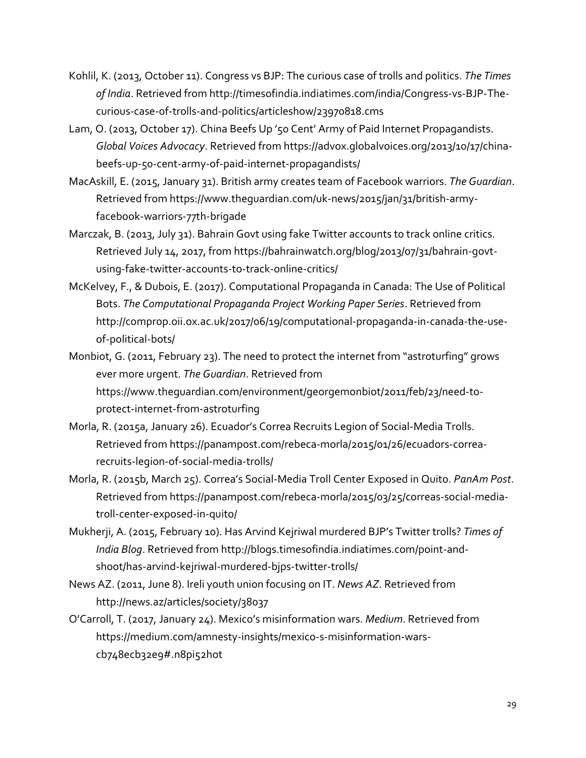Kohlil, K. (2013, October 11). Congress vs BJP: The curious case of trolls and politics. *The Times of India*. Retrieved from http://timesofindia.indiatimes.com/india/Congress-vs-BJP-The-curious-case-of-trolls-and-politics/articleshow/23970818.cms

Lam, O. (2013, October 17). China Beefs Up '50 Cent' Army of Paid Internet Propagandists. *Global Voices Advocacy*. Retrieved from https://advox.globalvoices.org/2013/10/17/china-beefs-up-50-cent-army-of-paid-internet-propagandists/

MacAskill, E. (2015, January 31). British army creates team of Facebook warriors. *The Guardian*. Retrieved from https://www.theguardian.com/uk-news/2015/jan/31/british-army-facebook-warriors-77th-brigade

Marczak, B. (2013, July 31). Bahrain Govt using fake Twitter accounts to track online critics. Retrieved July 14, 2017, from https://bahrainwatch.org/blog/2013/07/31/bahrain-govt-using-fake-twitter-accounts-to-track-online-critics/

McKelvey, F., & Dubois, E. (2017). Computational Propaganda in Canada: The Use of Political Bots. *The Computational Propaganda Project Working Paper Series*. Retrieved from http://comprop.oii.ox.ac.uk/2017/06/19/computational-propaganda-in-canada-the-use-of-political-bots/

Monbiot, G. (2011, February 23). The need to protect the internet from "astroturfing" grows ever more urgent. *The Guardian*. Retrieved from https://www.theguardian.com/environment/georgemonbiot/2011/feb/23/need-to-protect-internet-from-astroturfing

Morla, R. (2015a, January 26). Ecuador's Correa Recruits Legion of Social-Media Trolls. Retrieved from https://panampost.com/rebeca-morla/2015/01/26/ecuadors-correa-recruits-legion-of-social-media-trolls/

Morla, R. (2015b, March 25). Correa's Social-Media Troll Center Exposed in Quito. *PanAm Post*. Retrieved from https://panampost.com/rebeca-morla/2015/03/25/correas-social-media-troll-center-exposed-in-quito/

Mukherji, A. (2015, February 10). Has Arvind Kejriwal murdered BJP's Twitter trolls? *Times of India Blog*. Retrieved from http://blogs.timesofindia.indiatimes.com/point-and-shoot/has-arvind-kejriwal-murdered-bjps-twitter-trolls/

News AZ. (2011, June 8). Ireli youth union focusing on IT. *News AZ*. Retrieved from http://news.az/articles/society/38037

O'Carroll, T. (2017, January 24). Mexico's misinformation wars. *Medium*. Retrieved from https://medium.com/amnesty-insights/mexico-s-misinformation-wars-cb748ecb32e9#.n8pi52hot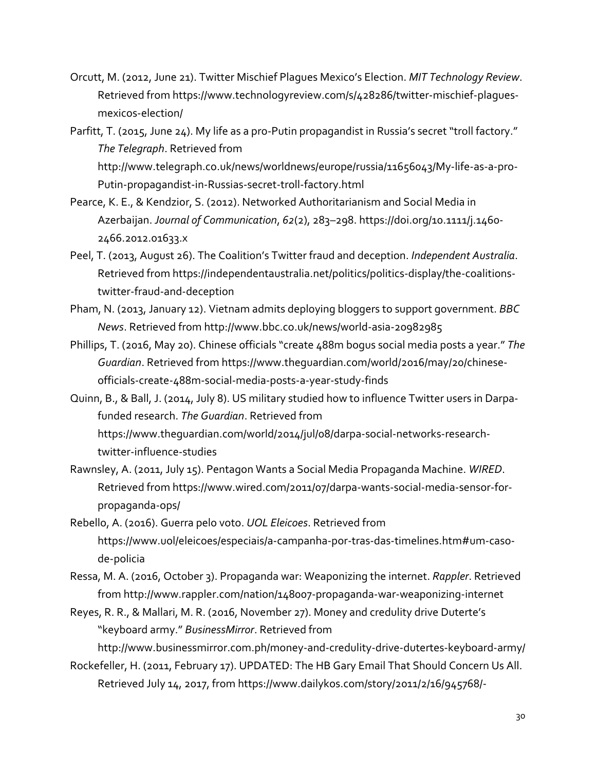Orcutt, M. (2012, June 21). Twitter Mischief Plagues Mexico's Election. *MIT Technology Review*. Retrieved from https://www.technologyreview.com/s/428286/twitter-mischief-plagues-mexicos-election/

Parfitt, T. (2015, June 24). My life as a pro-Putin propagandist in Russia's secret "troll factory." *The Telegraph*. Retrieved from http://www.telegraph.co.uk/news/worldnews/europe/russia/11656043/My-life-as-a-pro-Putin-propagandist-in-Russias-secret-troll-factory.html

Pearce, K. E., & Kendzior, S. (2012). Networked Authoritarianism and Social Media in Azerbaijan. *Journal of Communication*, *62*(2), 283–298. https://doi.org/10.1111/j.1460-2466.2012.01633.x

Peel, T. (2013, August 26). The Coalition's Twitter fraud and deception. *Independent Australia*. Retrieved from https://independentaustralia.net/politics/politics-display/the-coalitions-twitter-fraud-and-deception

Pham, N. (2013, January 12). Vietnam admits deploying bloggers to support government. *BBC News*. Retrieved from http://www.bbc.co.uk/news/world-asia-20982985

Phillips, T. (2016, May 20). Chinese officials "create 488m bogus social media posts a year." *The Guardian*. Retrieved from https://www.theguardian.com/world/2016/may/20/chinese-officials-create-488m-social-media-posts-a-year-study-finds

Quinn, B., & Ball, J. (2014, July 8). US military studied how to influence Twitter users in Darpa-funded research. *The Guardian*. Retrieved from https://www.theguardian.com/world/2014/jul/08/darpa-social-networks-research-twitter-influence-studies

Rawnsley, A. (2011, July 15). Pentagon Wants a Social Media Propaganda Machine. *WIRED*. Retrieved from https://www.wired.com/2011/07/darpa-wants-social-media-sensor-for-propaganda-ops/

Rebello, A. (2016). Guerra pelo voto. *UOL Eleicoes*. Retrieved from https://www.uol/eleicoes/especiais/a-campanha-por-tras-das-timelines.htm#um-caso-de-policia

Ressa, M. A. (2016, October 3). Propaganda war: Weaponizing the internet. *Rappler*. Retrieved from http://www.rappler.com/nation/148007-propaganda-war-weaponizing-internet

Reyes, R. R., & Mallari, M. R. (2016, November 27). Money and credulity drive Duterte's "keyboard army." *BusinessMirror*. Retrieved from http://www.businessmirror.com.ph/money-and-credulity-drive-dutertes-keyboard-army/

Rockefeller, H. (2011, February 17). UPDATED: The HB Gary Email That Should Concern Us All. Retrieved July 14, 2017, from https://www.dailykos.com/story/2011/2/16/945768/-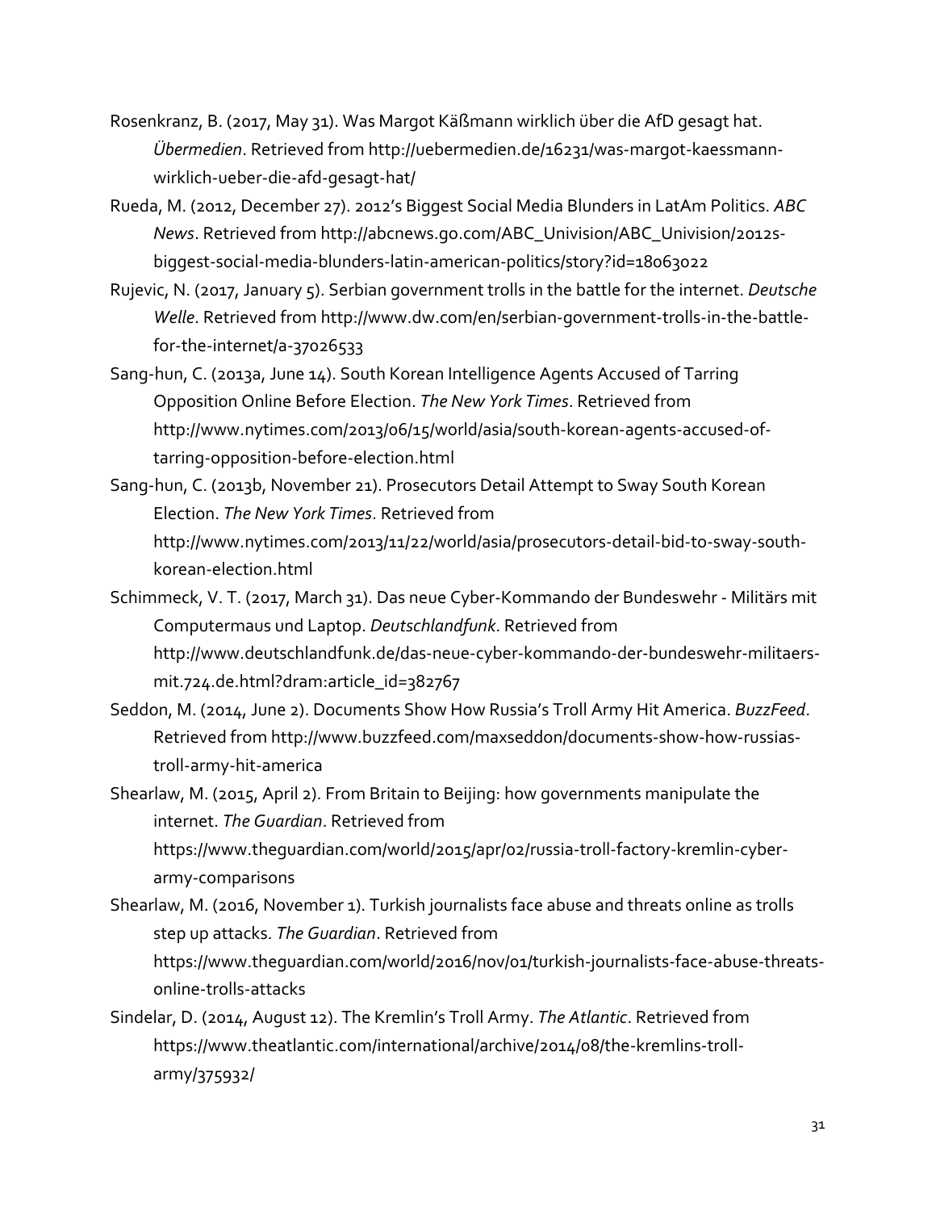Rosenkranz, B. (2017, May 31). Was Margot Käßmann wirklich über die AfD gesagt hat. *Übermedien*. Retrieved from http://uebermedien.de/16231/was-margot-kaessmann-wirklich-ueber-die-afd-gesagt-hat/

Rueda, M. (2012, December 27). 2012's Biggest Social Media Blunders in LatAm Politics. *ABC News*. Retrieved from http://abcnews.go.com/ABC_Univision/ABC_Univision/2012s-biggest-social-media-blunders-latin-american-politics/story?id=18063022

Rujevic, N. (2017, January 5). Serbian government trolls in the battle for the internet. *Deutsche Welle*. Retrieved from http://www.dw.com/en/serbian-government-trolls-in-the-battle-for-the-internet/a-37026533

Sang-hun, C. (2013a, June 14). South Korean Intelligence Agents Accused of Tarring Opposition Online Before Election. *The New York Times*. Retrieved from http://www.nytimes.com/2013/06/15/world/asia/south-korean-agents-accused-of-tarring-opposition-before-election.html

Sang-hun, C. (2013b, November 21). Prosecutors Detail Attempt to Sway South Korean Election. *The New York Times*. Retrieved from http://www.nytimes.com/2013/11/22/world/asia/prosecutors-detail-bid-to-sway-south-korean-election.html

Schimmeck, V. T. (2017, March 31). Das neue Cyber-Kommando der Bundeswehr - Militärs mit Computermaus und Laptop. *Deutschlandfunk*. Retrieved from http://www.deutschlandfunk.de/das-neue-cyber-kommando-der-bundeswehr-militaers-mit.724.de.html?dram:article_id=382767

Seddon, M. (2014, June 2). Documents Show How Russia's Troll Army Hit America. *BuzzFeed*. Retrieved from http://www.buzzfeed.com/maxseddon/documents-show-how-russias-troll-army-hit-america

Shearlaw, M. (2015, April 2). From Britain to Beijing: how governments manipulate the internet. *The Guardian*. Retrieved from https://www.theguardian.com/world/2015/apr/02/russia-troll-factory-kremlin-cyber-army-comparisons

Shearlaw, M. (2016, November 1). Turkish journalists face abuse and threats online as trolls step up attacks. *The Guardian*. Retrieved from https://www.theguardian.com/world/2016/nov/01/turkish-journalists-face-abuse-threats-online-trolls-attacks

Sindelar, D. (2014, August 12). The Kremlin's Troll Army. *The Atlantic*. Retrieved from https://www.theatlantic.com/international/archive/2014/08/the-kremlins-troll-army/375932/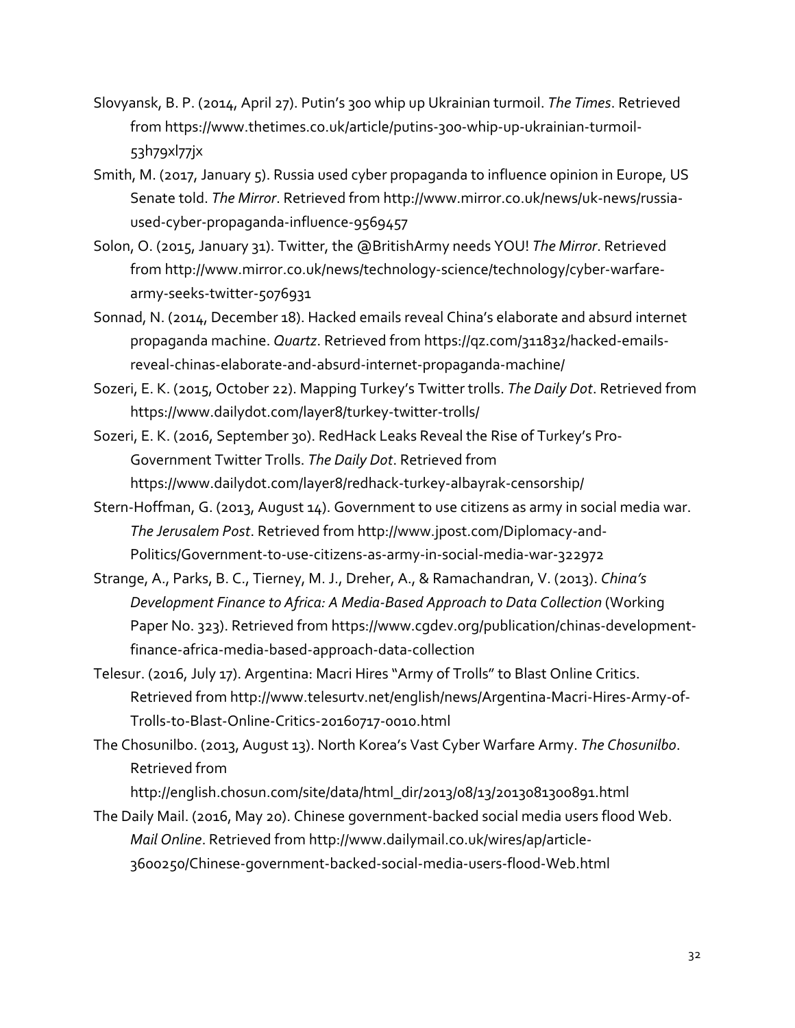Slovyansk, B. P. (2014, April 27). Putin's 300 whip up Ukrainian turmoil. *The Times*. Retrieved from https://www.thetimes.co.uk/article/putins-300-whip-up-ukrainian-turmoil-53h79xl77jx

Smith, M. (2017, January 5). Russia used cyber propaganda to influence opinion in Europe, US Senate told. *The Mirror*. Retrieved from http://www.mirror.co.uk/news/uk-news/russia-used-cyber-propaganda-influence-9569457

Solon, O. (2015, January 31). Twitter, the @BritishArmy needs YOU! *The Mirror*. Retrieved from http://www.mirror.co.uk/news/technology-science/technology/cyber-warfare-army-seeks-twitter-5076931

Sonnad, N. (2014, December 18). Hacked emails reveal China's elaborate and absurd internet propaganda machine. *Quartz*. Retrieved from https://qz.com/311832/hacked-emails-reveal-chinas-elaborate-and-absurd-internet-propaganda-machine/

Sozeri, E. K. (2015, October 22). Mapping Turkey's Twitter trolls. *The Daily Dot*. Retrieved from https://www.dailydot.com/layer8/turkey-twitter-trolls/

Sozeri, E. K. (2016, September 30). RedHack Leaks Reveal the Rise of Turkey's Pro-Government Twitter Trolls. *The Daily Dot*. Retrieved from https://www.dailydot.com/layer8/redhack-turkey-albayrak-censorship/

Stern-Hoffman, G. (2013, August 14). Government to use citizens as army in social media war. *The Jerusalem Post*. Retrieved from http://www.jpost.com/Diplomacy-and-Politics/Government-to-use-citizens-as-army-in-social-media-war-322972

Strange, A., Parks, B. C., Tierney, M. J., Dreher, A., & Ramachandran, V. (2013). *China's Development Finance to Africa: A Media-Based Approach to Data Collection* (Working Paper No. 323). Retrieved from https://www.cgdev.org/publication/chinas-development-finance-africa-media-based-approach-data-collection

Telesur. (2016, July 17). Argentina: Macri Hires "Army of Trolls" to Blast Online Critics. Retrieved from http://www.telesurtv.net/english/news/Argentina-Macri-Hires-Army-of-Trolls-to-Blast-Online-Critics-20160717-0010.html

The Chosunilbo. (2013, August 13). North Korea's Vast Cyber Warfare Army. *The Chosunilbo*. Retrieved from http://english.chosun.com/site/data/html_dir/2013/08/13/2013081300891.html

The Daily Mail. (2016, May 20). Chinese government-backed social media users flood Web. *Mail Online*. Retrieved from http://www.dailymail.co.uk/wires/ap/article-3600250/Chinese-government-backed-social-media-users-flood-Web.html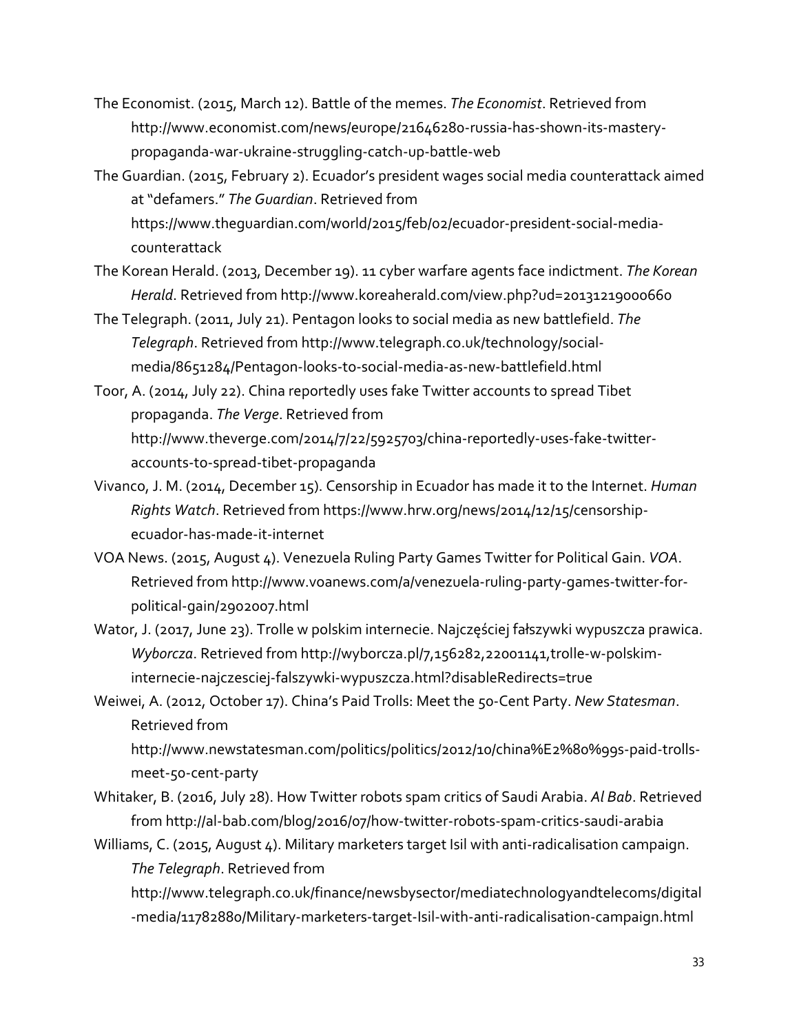The Economist. (2015, March 12). Battle of the memes. *The Economist*. Retrieved from http://www.economist.com/news/europe/21646280-russia-has-shown-its-mastery-propaganda-war-ukraine-struggling-catch-up-battle-web

The Guardian. (2015, February 2). Ecuador's president wages social media counterattack aimed at "defamers." *The Guardian*. Retrieved from https://www.theguardian.com/world/2015/feb/02/ecuador-president-social-media-counterattack

The Korean Herald. (2013, December 19). 11 cyber warfare agents face indictment. *The Korean Herald*. Retrieved from http://www.koreaherald.com/view.php?ud=20131219000660

The Telegraph. (2011, July 21). Pentagon looks to social media as new battlefield. *The Telegraph*. Retrieved from http://www.telegraph.co.uk/technology/social-media/8651284/Pentagon-looks-to-social-media-as-new-battlefield.html

Toor, A. (2014, July 22). China reportedly uses fake Twitter accounts to spread Tibet propaganda. *The Verge*. Retrieved from http://www.theverge.com/2014/7/22/5925703/china-reportedly-uses-fake-twitter-accounts-to-spread-tibet-propaganda

Vivanco, J. M. (2014, December 15). Censorship in Ecuador has made it to the Internet. *Human Rights Watch*. Retrieved from https://www.hrw.org/news/2014/12/15/censorship-ecuador-has-made-it-internet

VOA News. (2015, August 4). Venezuela Ruling Party Games Twitter for Political Gain. *VOA*. Retrieved from http://www.voanews.com/a/venezuela-ruling-party-games-twitter-for-political-gain/2902007.html

Wator, J. (2017, June 23). Trolle w polskim internecie. Najczęściej fałszywki wypuszcza prawica. *Wyborcza*. Retrieved from http://wyborcza.pl/7,156282,22001141,trolle-w-polskim-internecie-najczesciej-falszywki-wypuszcza.html?disableRedirects=true

Weiwei, A. (2012, October 17). China's Paid Trolls: Meet the 50-Cent Party. *New Statesman*. Retrieved from http://www.newstatesman.com/politics/politics/2012/10/china%E2%80%99s-paid-trolls-meet-50-cent-party

Whitaker, B. (2016, July 28). How Twitter robots spam critics of Saudi Arabia. *Al Bab*. Retrieved from http://al-bab.com/blog/2016/07/how-twitter-robots-spam-critics-saudi-arabia

Williams, C. (2015, August 4). Military marketers target Isil with anti-radicalisation campaign. *The Telegraph*. Retrieved from http://www.telegraph.co.uk/finance/newsbysector/mediatechnologyandtelecoms/digital-media/11782880/Military-marketers-target-Isil-with-anti-radicalisation-campaign.html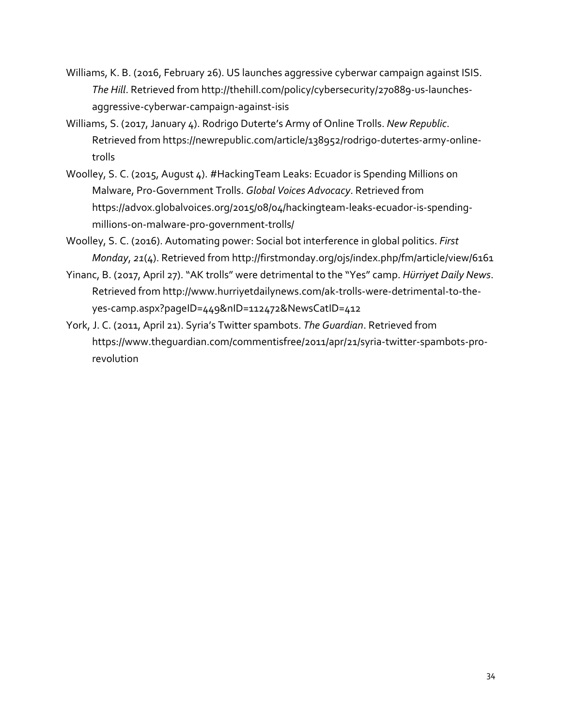Williams, K. B. (2016, February 26). US launches aggressive cyberwar campaign against ISIS. *The Hill*. Retrieved from http://thehill.com/policy/cybersecurity/270889-us-launches-aggressive-cyberwar-campaign-against-isis

Williams, S. (2017, January 4). Rodrigo Duterte's Army of Online Trolls. *New Republic*. Retrieved from https://newrepublic.com/article/138952/rodrigo-dutertes-army-online-trolls

Woolley, S. C. (2015, August 4). #HackingTeam Leaks: Ecuador is Spending Millions on Malware, Pro-Government Trolls. *Global Voices Advocacy*. Retrieved from https://advox.globalvoices.org/2015/08/04/hackingteam-leaks-ecuador-is-spending-millions-on-malware-pro-government-trolls/

Woolley, S. C. (2016). Automating power: Social bot interference in global politics. *First Monday*, *21*(4). Retrieved from http://firstmonday.org/ojs/index.php/fm/article/view/6161

Yinanc, B. (2017, April 27). "AK trolls" were detrimental to the "Yes" camp. *Hürriyet Daily News*. Retrieved from http://www.hurriyetdailynews.com/ak-trolls-were-detrimental-to-the-yes-camp.aspx?pageID=449&nID=112472&NewsCatID=412

York, J. C. (2011, April 21). Syria's Twitter spambots. *The Guardian*. Retrieved from https://www.theguardian.com/commentisfree/2011/apr/21/syria-twitter-spambots-pro-revolution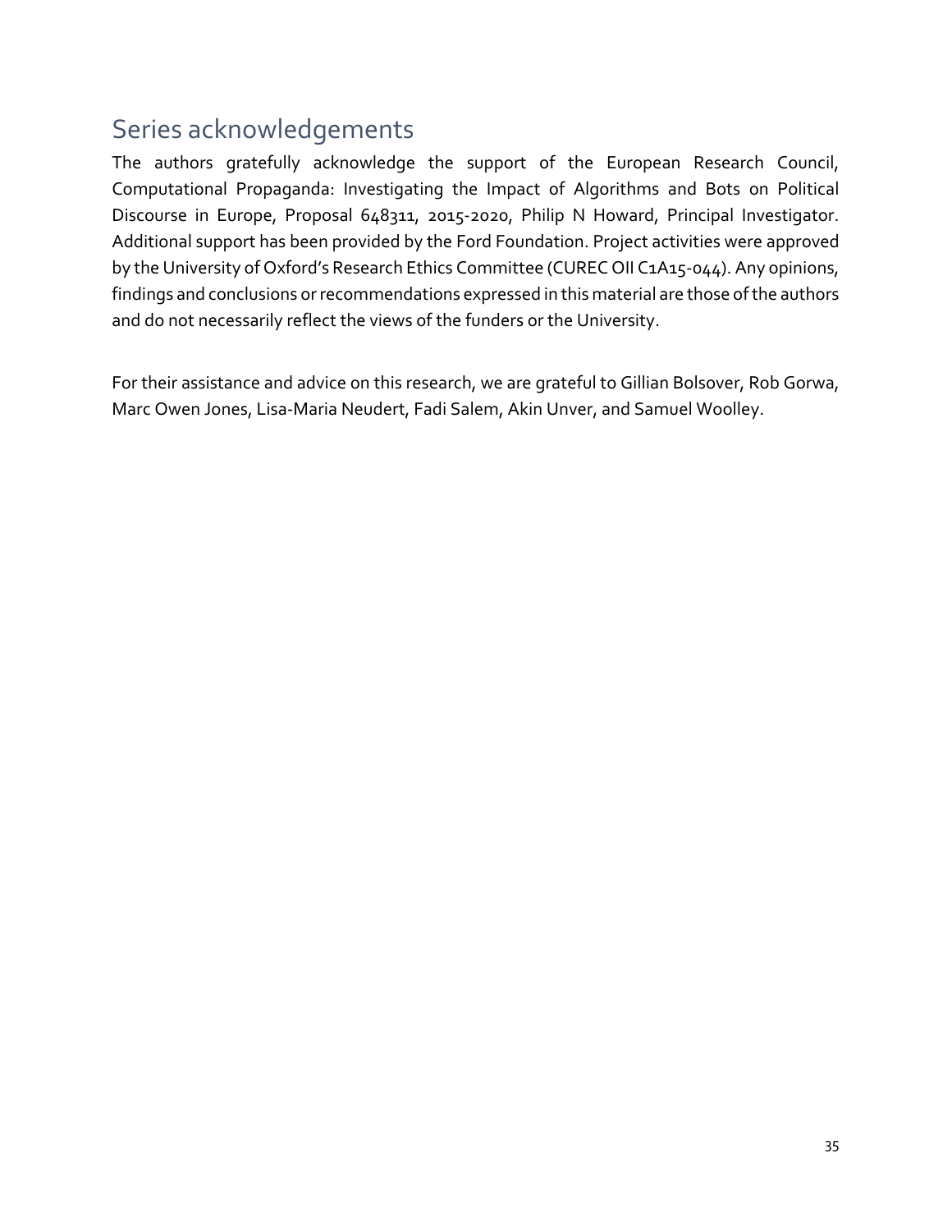## Series acknowledgements

The authors gratefully acknowledge the support of the European Research Council, Computational Propaganda: Investigating the Impact of Algorithms and Bots on Political Discourse in Europe, Proposal 648311, 2015-2020, Philip N Howard, Principal Investigator. Additional support has been provided by the Ford Foundation. Project activities were approved by the University of Oxford's Research Ethics Committee (CUREC OII C1A15-044). Any opinions, findings and conclusions or recommendations expressed in this material are those of the authors and do not necessarily reflect the views of the funders or the University.

For their assistance and advice on this research, we are grateful to Gillian Bolsover, Rob Gorwa, Marc Owen Jones, Lisa-Maria Neudert, Fadi Salem, Akin Unver, and Samuel Woolley.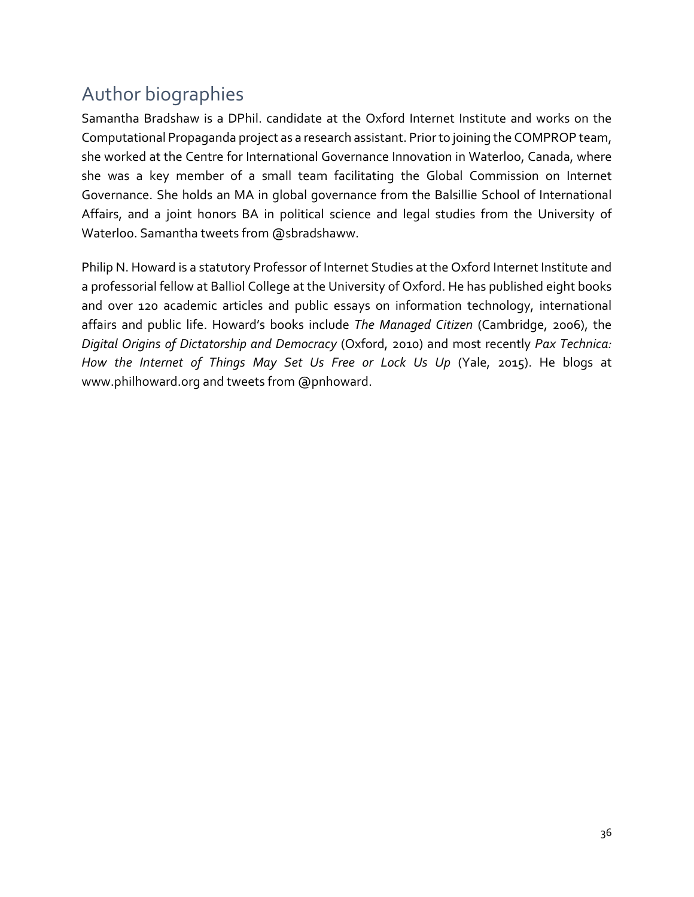## Author biographies

Samantha Bradshaw is a DPhil. candidate at the Oxford Internet Institute and works on the Computational Propaganda project as a research assistant. Prior to joining the COMPROP team, she worked at the Centre for International Governance Innovation in Waterloo, Canada, where she was a key member of a small team facilitating the Global Commission on Internet Governance. She holds an MA in global governance from the Balsillie School of International Affairs, and a joint honors BA in political science and legal studies from the University of Waterloo. Samantha tweets from @sbradshaww.

Philip N. Howard is a statutory Professor of Internet Studies at the Oxford Internet Institute and a professorial fellow at Balliol College at the University of Oxford. He has published eight books and over 120 academic articles and public essays on information technology, international affairs and public life. Howard's books include *The Managed Citizen* (Cambridge, 2006), the *Digital Origins of Dictatorship and Democracy* (Oxford, 2010) and most recently *Pax Technica: How the Internet of Things May Set Us Free or Lock Us Up* (Yale, 2015). He blogs at www.philhoward.org and tweets from @pnhoward.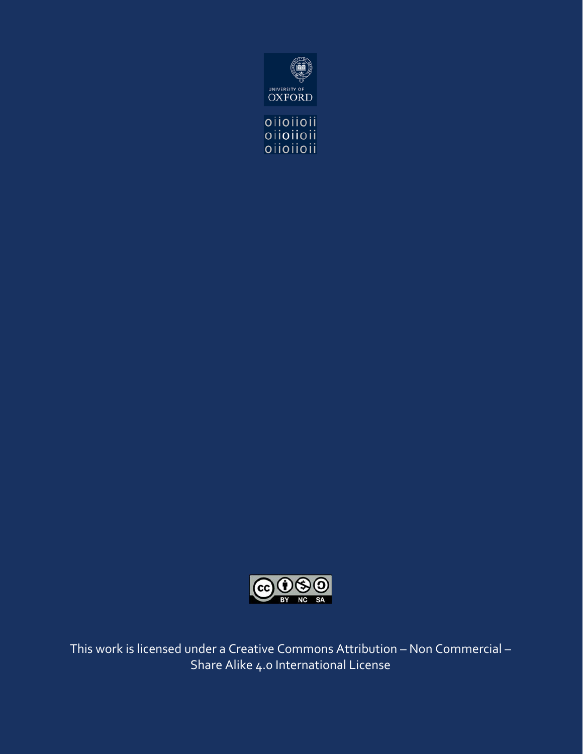This work is licensed under a Creative Commons Attribution – Non Commercial – Share Alike 4.0 International License